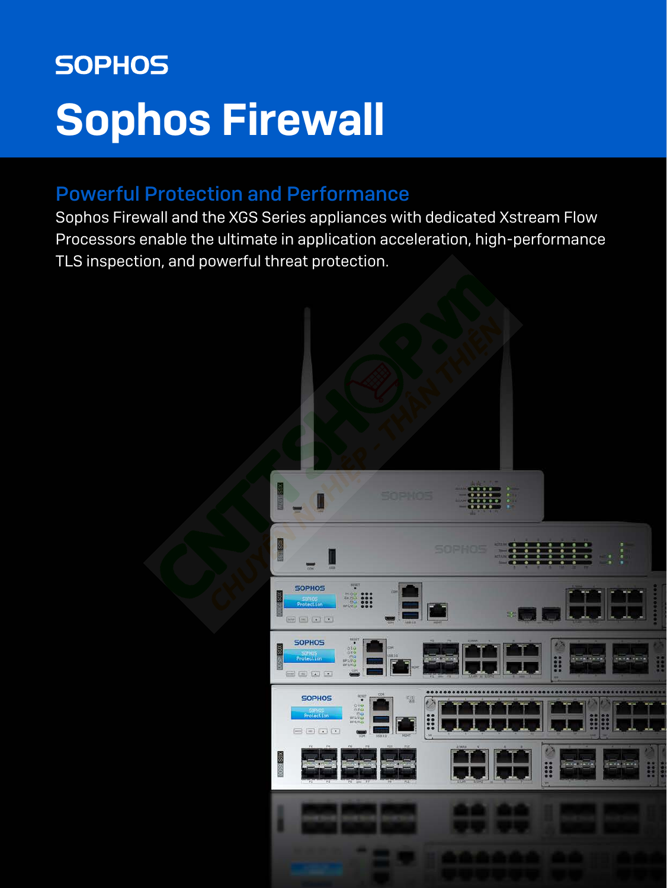SOPHOS

# Sophos Firewall

## Powerful Protection and Performance

Sophos Firewall and the XGS Series appliances with dedicated Xstream Flow Processors enable the ultimate in application acceleration, high-performance TLS inspection, and powerful threat protection.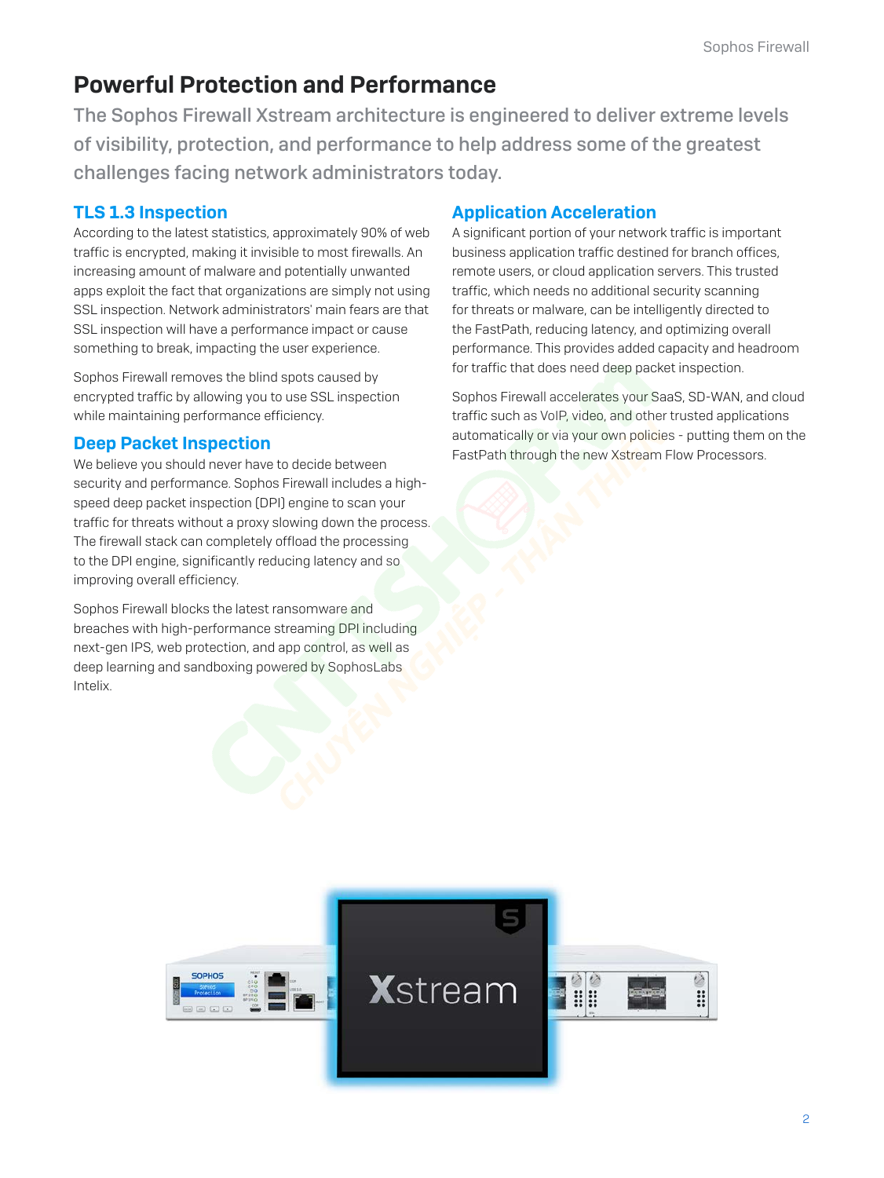# Powerful Protection and Performance

The Sophos Firewall Xstream architecture is engineered to deliver extreme levels of visibility, protection, and performance to help address some of the greatest challenges facing network administrators today.

## TLS 1.3 Inspection

According to the latest statistics, approximately 90% of web traffic is encrypted, making it invisible to most firewalls. An increasing amount of malware and potentially unwanted apps exploit the fact that organizations are simply not using SSL inspection. Network administrators' main fears are that SSL inspection will have a performance impact or cause something to break, impacting the user experience.

Sophos Firewall removes the blind spots caused by encrypted traffic by allowing you to use SSL inspection while maintaining performance efficiency.

## Deep Packet Inspection

We believe you should never have to decide between security and performance. Sophos Firewall includes a high-speed deep packet inspection (DPI) engine to scan your traffic for threats without a proxy slowing down the process. The firewall stack can completely offload the processing to the DPI engine, significantly reducing latency and so improving overall efficiency.

Sophos Firewall blocks the latest ransomware and breaches with high-performance streaming DPI including next-gen IPS, web protection, and app control, as well as deep learning and sandboxing powered by SophosLabs Intelix.

## Application Acceleration

A significant portion of your network traffic is important business application traffic destined for branch offices, remote users, or cloud application servers. This trusted traffic, which needs no additional security scanning for threats or malware, can be intelligently directed to the FastPath, reducing latency, and optimizing overall performance. This provides added capacity and headroom for traffic that does need deep packet inspection.

Sophos Firewall accelerates your SaaS, SD-WAN, and cloud traffic such as VoIP, video, and other trusted applications automatically or via your own policies - putting them on the FastPath through the new Xstream Flow Processors.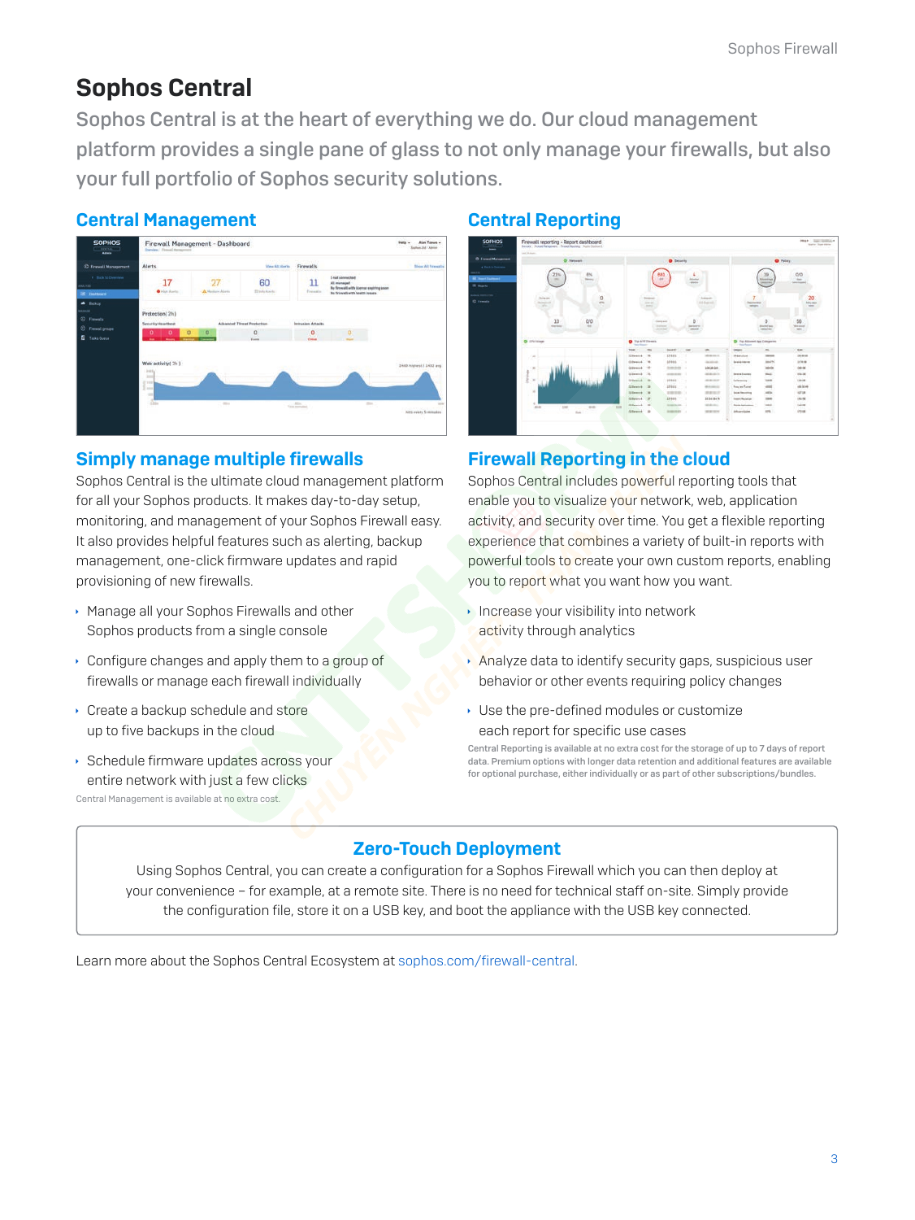# Sophos Central

Sophos Central is at the heart of everything we do. Our cloud management platform provides a single pane of glass to not only manage your firewalls, but also your full portfolio of Sophos security solutions.

## Central Management

### Simply manage multiple firewalls

Sophos Central is the ultimate cloud management platform for all your Sophos products. It makes day-to-day setup, monitoring, and management of your Sophos Firewall easy. It also provides helpful features such as alerting, backup management, one-click firmware updates and rapid provisioning of new firewalls.

- Manage all your Sophos Firewalls and other Sophos products from a single console
- Configure changes and apply them to a group of firewalls or manage each firewall individually
- Create a backup schedule and store up to five backups in the cloud
- Schedule firmware updates across your entire network with just a few clicks

Central Management is available at no extra cost.

## Central Reporting

### Firewall Reporting in the cloud

Sophos Central includes powerful reporting tools that enable you to visualize your network, web, application activity, and security over time. You get a flexible reporting experience that combines a variety of built-in reports with powerful tools to create your own custom reports, enabling you to report what you want how you want.

- Increase your visibility into network activity through analytics
- Analyze data to identify security gaps, suspicious user behavior or other events requiring policy changes
- Use the pre-defined modules or customize each report for specific use cases

Central Reporting is available at no extra cost for the storage of up to 7 days of report data. Premium options with longer data retention and additional features are available for optional purchase, either individually or as part of other subscriptions/bundles.

## Zero-Touch Deployment

Using Sophos Central, you can create a configuration for a Sophos Firewall which you can then deploy at your convenience – for example, at a remote site. There is no need for technical staff on-site. Simply provide the configuration file, store it on a USB key, and boot the appliance with the USB key connected.

Learn more about the Sophos Central Ecosystem at sophos.com/firewall-central.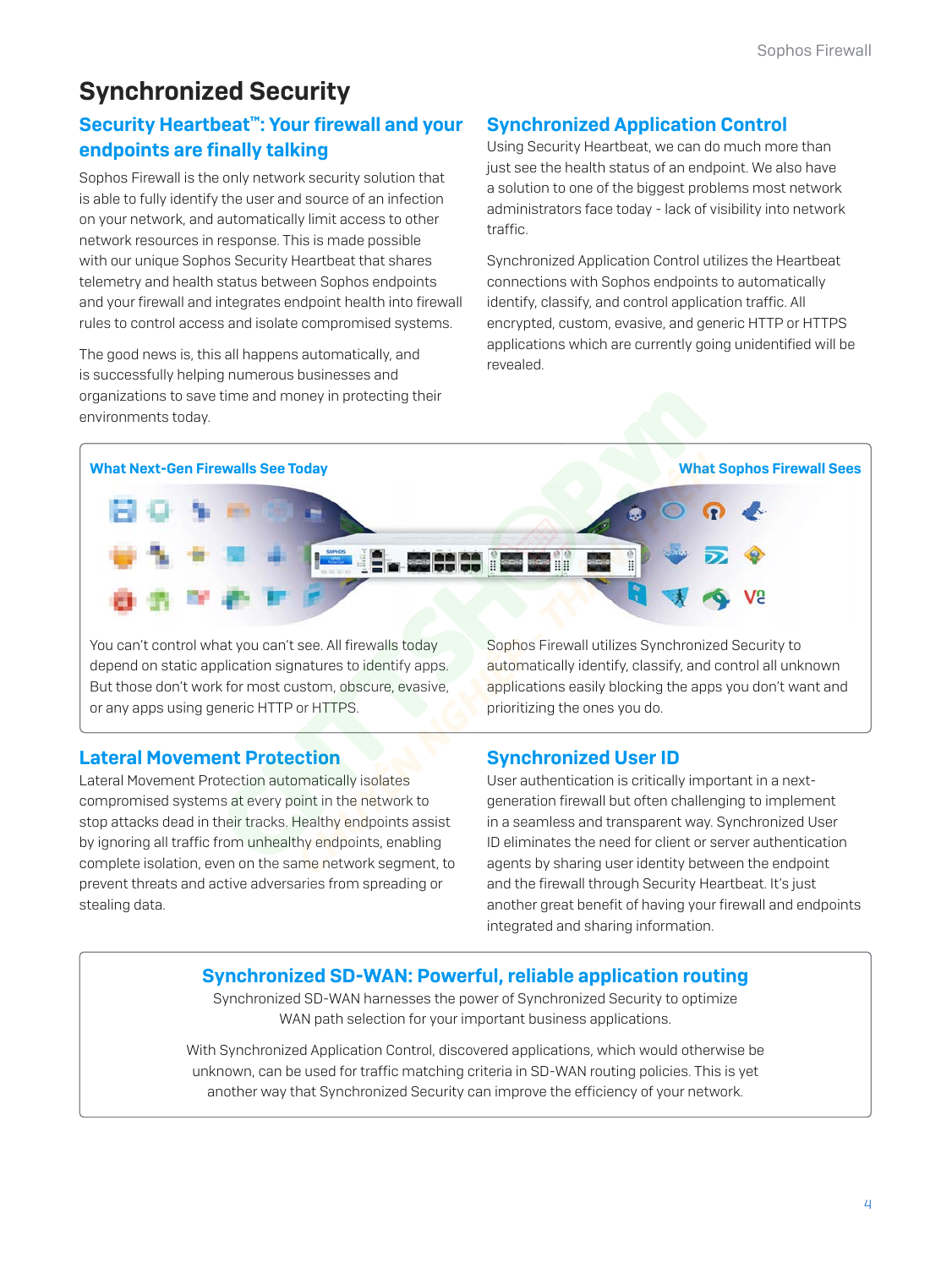# Synchronized Security

## Security Heartbeat™: Your firewall and your endpoints are finally talking

Sophos Firewall is the only network security solution that is able to fully identify the user and source of an infection on your network, and automatically limit access to other network resources in response. This is made possible with our unique Sophos Security Heartbeat that shares telemetry and health status between Sophos endpoints and your firewall and integrates endpoint health into firewall rules to control access and isolate compromised systems.

The good news is, this all happens automatically, and is successfully helping numerous businesses and organizations to save time and money in protecting their environments today.

## Synchronized Application Control

Using Security Heartbeat, we can do much more than just see the health status of an endpoint. We also have a solution to one of the biggest problems most network administrators face today - lack of visibility into network traffic.

Synchronized Application Control utilizes the Heartbeat connections with Sophos endpoints to automatically identify, classify, and control application traffic. All encrypted, custom, evasive, and generic HTTP or HTTPS applications which are currently going unidentified will be revealed.

**What Next-Gen Firewalls See Today**

You can't control what you can't see. All firewalls today depend on static application signatures to identify apps. But those don't work for most custom, obscure, evasive, or any apps using generic HTTP or HTTPS.

**What Sophos Firewall Sees**

Sophos Firewall utilizes Synchronized Security to automatically identify, classify, and control all unknown applications easily blocking the apps you don't want and prioritizing the ones you do.

## Lateral Movement Protection

Lateral Movement Protection automatically isolates compromised systems at every point in the network to stop attacks dead in their tracks. Healthy endpoints assist by ignoring all traffic from unhealthy endpoints, enabling complete isolation, even on the same network segment, to prevent threats and active adversaries from spreading or stealing data.

## Synchronized User ID

User authentication is critically important in a next-generation firewall but often challenging to implement in a seamless and transparent way. Synchronized User ID eliminates the need for client or server authentication agents by sharing user identity between the endpoint and the firewall through Security Heartbeat. It's just another great benefit of having your firewall and endpoints integrated and sharing information.

## Synchronized SD-WAN: Powerful, reliable application routing

Synchronized SD-WAN harnesses the power of Synchronized Security to optimize WAN path selection for your important business applications.

With Synchronized Application Control, discovered applications, which would otherwise be unknown, can be used for traffic matching criteria in SD-WAN routing policies. This is yet another way that Synchronized Security can improve the efficiency of your network.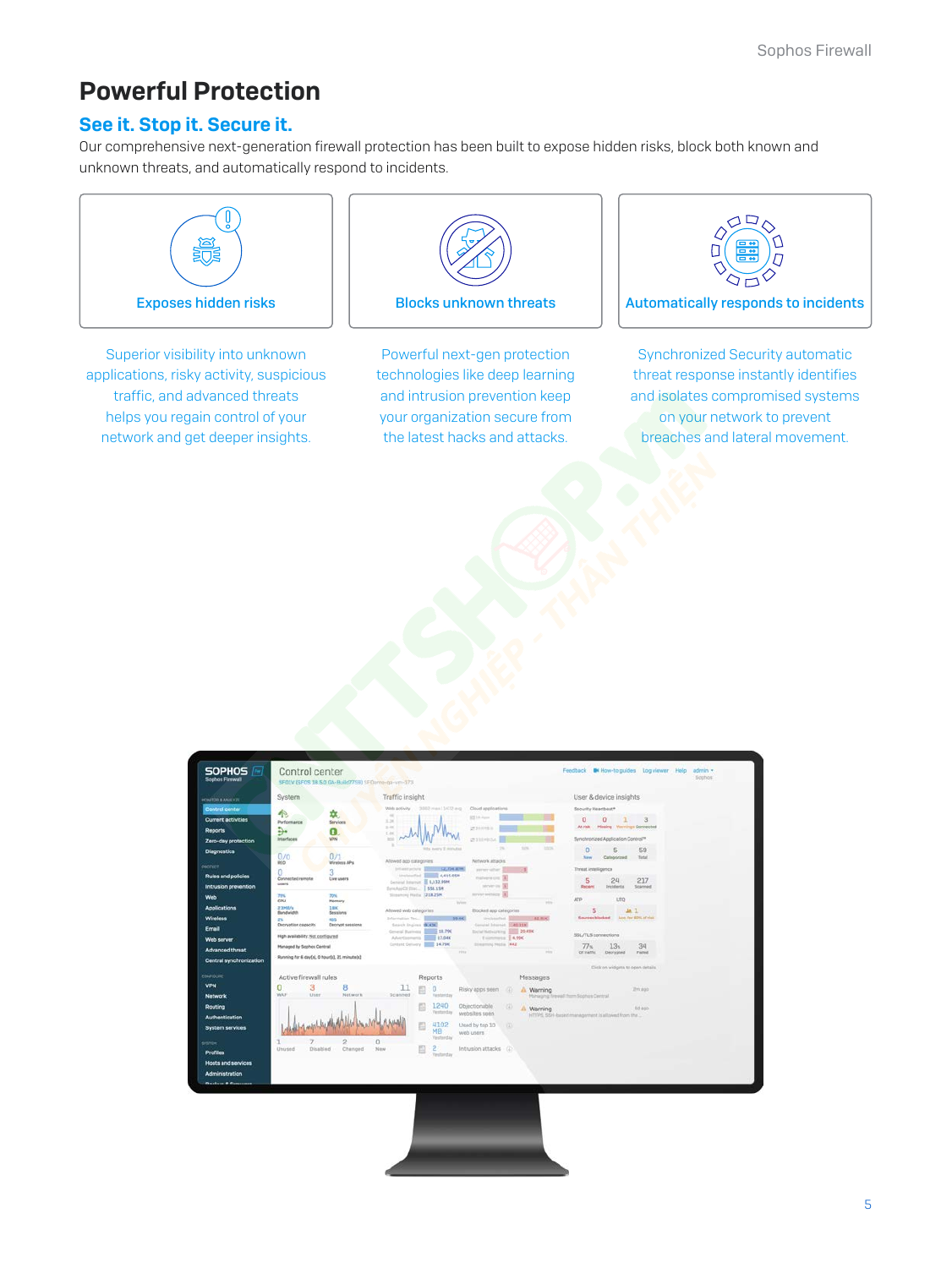# Powerful Protection

## See it. Stop it. Secure it.

Our comprehensive next-generation firewall protection has been built to expose hidden risks, block both known and unknown threats, and automatically respond to incidents.

### Exposes hidden risks

Superior visibility into unknown applications, risky activity, suspicious traffic, and advanced threats helps you regain control of your network and get deeper insights.

### Blocks unknown threats

Powerful next-gen protection technologies like deep learning and intrusion prevention keep your organization secure from the latest hacks and attacks.

### Automatically responds to incidents

Synchronized Security automatic threat response instantly identifies and isolates compromised systems on your network to prevent breaches and lateral movement.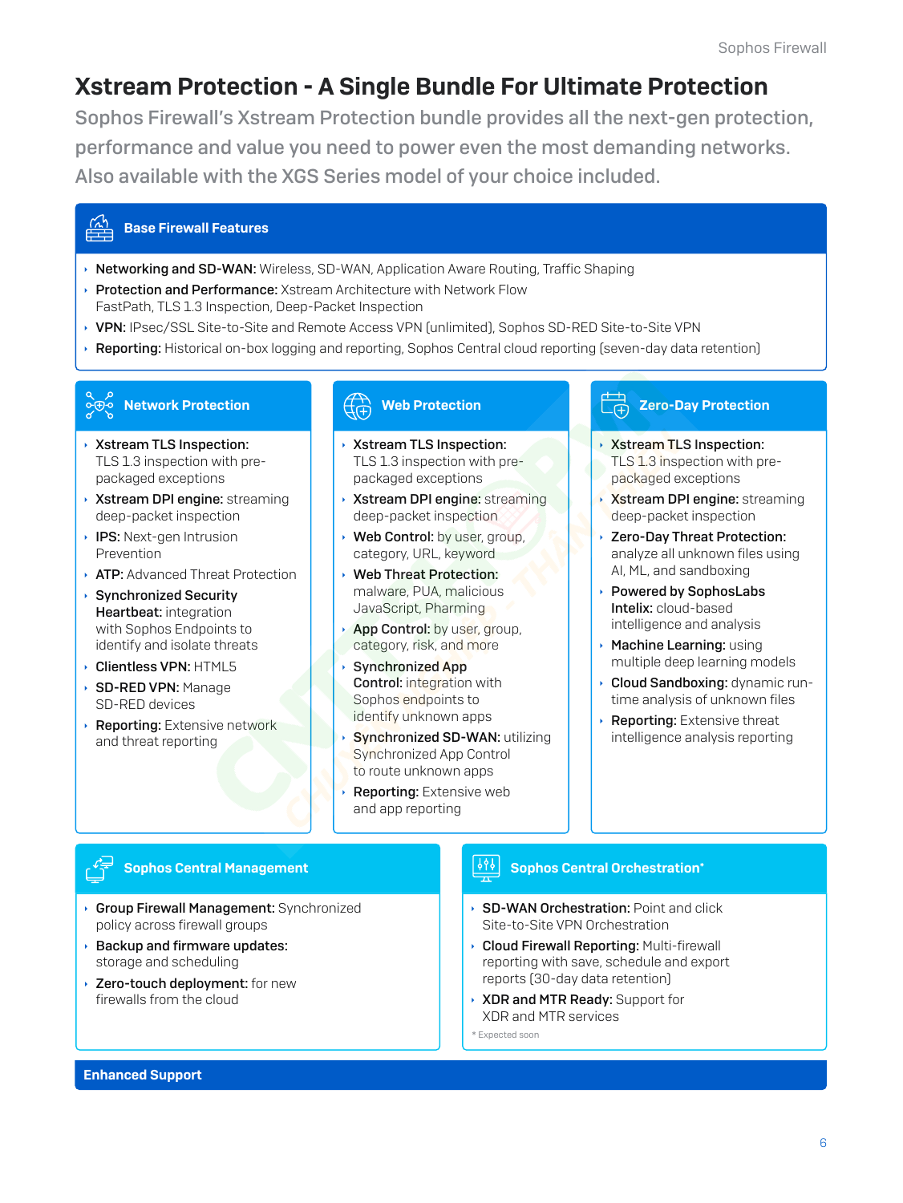# Xstream Protection - A Single Bundle For Ultimate Protection

Sophos Firewall's Xstream Protection bundle provides all the next-gen protection, performance and value you need to power even the most demanding networks. Also available with the XGS Series model of your choice included.

## Base Firewall Features

- **Networking and SD-WAN:** Wireless, SD-WAN, Application Aware Routing, Traffic Shaping
- **Protection and Performance:** Xstream Architecture with Network Flow FastPath, TLS 1.3 Inspection, Deep-Packet Inspection
- **VPN:** IPsec/SSL Site-to-Site and Remote Access VPN (unlimited), Sophos SD-RED Site-to-Site VPN
- **Reporting:** Historical on-box logging and reporting, Sophos Central cloud reporting (seven-day data retention)

## Network Protection

- **Xstream TLS Inspection:** TLS 1.3 inspection with pre-packaged exceptions
- **Xstream DPI engine:** streaming deep-packet inspection
- **IPS:** Next-gen Intrusion Prevention
- **ATP:** Advanced Threat Protection
- **Synchronized Security Heartbeat:** integration with Sophos Endpoints to identify and isolate threats
- **Clientless VPN:** HTML5
- **SD-RED VPN:** Manage SD-RED devices
- **Reporting:** Extensive network and threat reporting

## Web Protection

- **Xstream TLS Inspection:** TLS 1.3 inspection with pre-packaged exceptions
- **Xstream DPI engine:** streaming deep-packet inspection
- **Web Control:** by user, group, category, URL, keyword
- **Web Threat Protection:** malware, PUA, malicious JavaScript, Pharming
- **App Control:** by user, group, category, risk, and more
- **Synchronized App Control:** integration with Sophos endpoints to identify unknown apps
- **Synchronized SD-WAN:** utilizing Synchronized App Control to route unknown apps
- **Reporting:** Extensive web and app reporting

## Zero-Day Protection

- **Xstream TLS Inspection:** TLS 1.3 inspection with pre-packaged exceptions
- **Xstream DPI engine:** streaming deep-packet inspection
- **Zero-Day Threat Protection:** analyze all unknown files using AI, ML, and sandboxing
- **Powered by SophosLabs Intelix:** cloud-based intelligence and analysis
- **Machine Learning:** using multiple deep learning models
- **Cloud Sandboxing:** dynamic run-time analysis of unknown files
- **Reporting:** Extensive threat intelligence analysis reporting

## Sophos Central Management

- **Group Firewall Management:** Synchronized policy across firewall groups
- **Backup and firmware updates:** storage and scheduling
- **Zero-touch deployment:** for new firewalls from the cloud

## Sophos Central Orchestration*

- **SD-WAN Orchestration:** Point and click Site-to-Site VPN Orchestration
- **Cloud Firewall Reporting:** Multi-firewall reporting with save, schedule and export reports (30-day data retention)
- **XDR and MTR Ready:** Support for XDR and MTR services

\* Expected soon

## Enhanced Support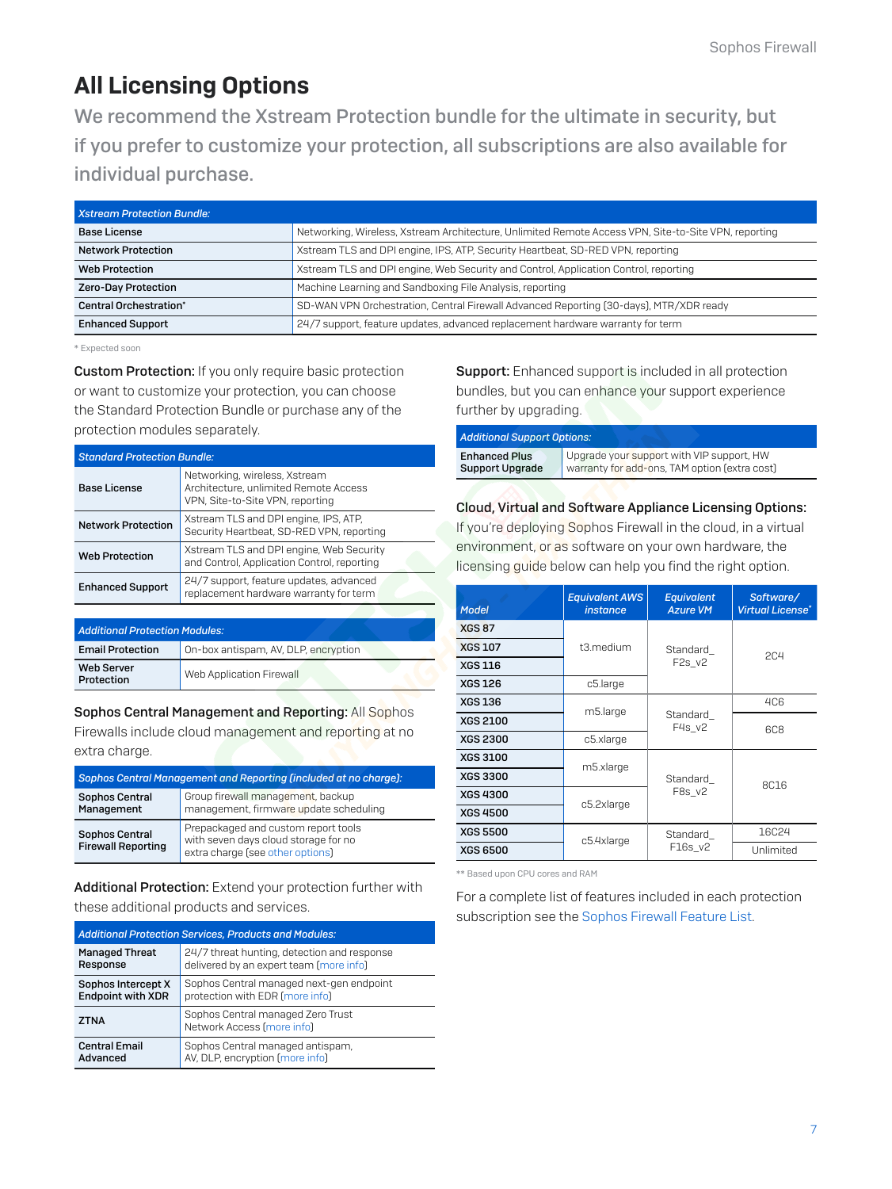# All Licensing Options

We recommend the Xstream Protection bundle for the ultimate in security, but if you prefer to customize your protection, all subscriptions are also available for individual purchase.

| *Xstream Protection Bundle:* | |
|---|---|
| **Base License** | Networking, Wireless, Xstream Architecture, Unlimited Remote Access VPN, Site-to-Site VPN, reporting |
| **Network Protection** | Xstream TLS and DPI engine, IPS, ATP, Security Heartbeat, SD-RED VPN, reporting |
| **Web Protection** | Xstream TLS and DPI engine, Web Security and Control, Application Control, reporting |
| **Zero-Day Protection** | Machine Learning and Sandboxing File Analysis, reporting |
| **Central Orchestration*** | SD-WAN VPN Orchestration, Central Firewall Advanced Reporting (30-days), MTR/XDR ready |
| **Enhanced Support** | 24/7 support, feature updates, advanced replacement hardware warranty for term |

* Expected soon

**Custom Protection:** If you only require basic protection or want to customize your protection, you can choose the Standard Protection Bundle or purchase any of the protection modules separately.

| *Standard Protection Bundle:* | |
|---|---|
| **Base License** | Networking, wireless, Xstream Architecture, unlimited Remote Access VPN, Site-to-Site VPN, reporting |
| **Network Protection** | Xstream TLS and DPI engine, IPS, ATP, Security Heartbeat, SD-RED VPN, reporting |
| **Web Protection** | Xstream TLS and DPI engine, Web Security and Control, Application Control, reporting |
| **Enhanced Support** | 24/7 support, feature updates, advanced replacement hardware warranty for term |

| *Additional Protection Modules:* | |
|---|---|
| **Email Protection** | On-box antispam, AV, DLP, encryption |
| **Web Server Protection** | Web Application Firewall |

**Sophos Central Management and Reporting:** All Sophos Firewalls include cloud management and reporting at no extra charge.

| *Sophos Central Management and Reporting (included at no charge):* | |
|---|---|
| **Sophos Central Management** | Group firewall management, backup management, firmware update scheduling |
| **Sophos Central Firewall Reporting** | Prepackaged and custom report tools with seven days cloud storage for no extra charge (see other options) |

**Additional Protection:** Extend your protection further with these additional products and services.

| *Additional Protection Services, Products and Modules:* | |
|---|---|
| **Managed Threat Response** | 24/7 threat hunting, detection and response delivered by an expert team (more info) |
| **Sophos Intercept X Endpoint with XDR** | Sophos Central managed next-gen endpoint protection with EDR (more info) |
| **ZTNA** | Sophos Central managed Zero Trust Network Access (more info) |
| **Central Email Advanced** | Sophos Central managed antispam, AV, DLP, encryption (more info) |

**Support:** Enhanced support is included in all protection bundles, but you can enhance your support experience further by upgrading.

| *Additional Support Options:* | |
|---|---|
| **Enhanced Plus Support Upgrade** | Upgrade your support with VIP support, HW warranty for add-ons, TAM option (extra cost) |

**Cloud, Virtual and Software Appliance Licensing Options:** If you're deploying Sophos Firewall in the cloud, in a virtual environment, or as software on your own hardware, the licensing guide below can help you find the right option.

| *Model* | *Equivalent AWS instance* | *Equivalent Azure VM* | *Software/ Virtual License** |
|---|---|---|---|
| **XGS 87** | t3.medium | Standard_F2s_v2 | 2C4 |
| **XGS 107** | | | |
| **XGS 116** | | | |
| **XGS 126** | c5.large | | |
| **XGS 136** | m5.large | Standard_F4s_v2 | 4C6 |
| **XGS 2100** | | | 6C8 |
| **XGS 2300** | c5.xlarge | | |
| **XGS 3100** | m5.xlarge | Standard_F8s_v2 | 8C16 |
| **XGS 3300** | | | |
| **XGS 4300** | c5.2xlarge | | |
| **XGS 4500** | | | |
| **XGS 5500** | c5.4xlarge | Standard_F16s_v2 | 16C24 |
| **XGS 6500** | | | Unlimited |

** Based upon CPU cores and RAM

For a complete list of features included in each protection subscription see the Sophos Firewall Feature List.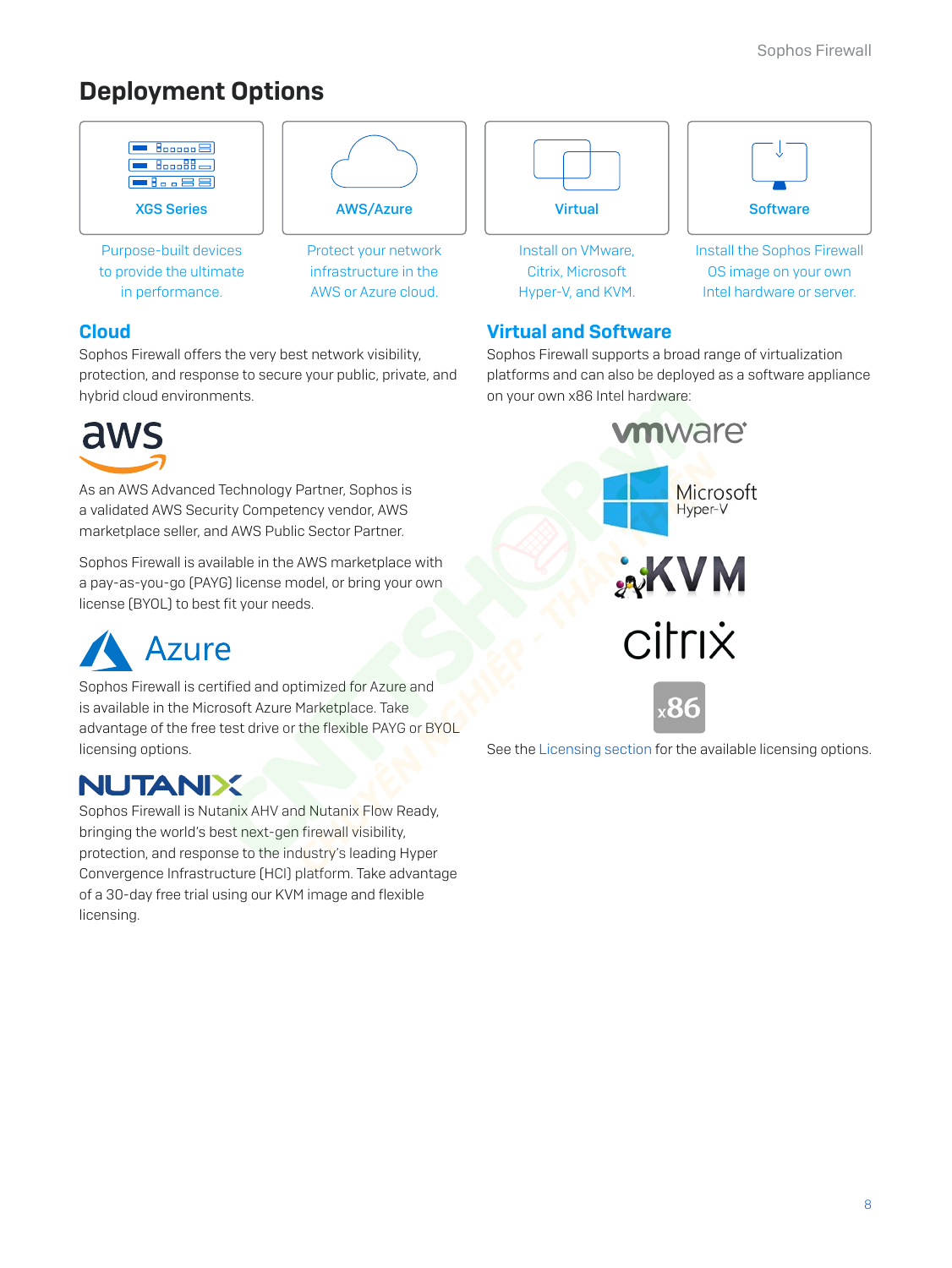# Deployment Options

**XGS Series**

Purpose-built devices to provide the ultimate in performance.

**AWS/Azure**

Protect your network infrastructure in the AWS or Azure cloud.

**Virtual**

Install on VMware, Citrix, Microsoft Hyper-V, and KVM.

**Software**

Install the Sophos Firewall OS image on your own Intel hardware or server.

## Cloud

Sophos Firewall offers the very best network visibility, protection, and response to secure your public, private, and hybrid cloud environments.

As an AWS Advanced Technology Partner, Sophos is a validated AWS Security Competency vendor, AWS marketplace seller, and AWS Public Sector Partner.

Sophos Firewall is available in the AWS marketplace with a pay-as-you-go (PAYG) license model, or bring your own license (BYOL) to best fit your needs.

Sophos Firewall is certified and optimized for Azure and is available in the Microsoft Azure Marketplace. Take advantage of the free test drive or the flexible PAYG or BYOL licensing options.

Sophos Firewall is Nutanix AHV and Nutanix Flow Ready, bringing the world's best next-gen firewall visibility, protection, and response to the industry's leading Hyper Convergence Infrastructure (HCI) platform. Take advantage of a 30-day free trial using our KVM image and flexible licensing.

## Virtual and Software

Sophos Firewall supports a broad range of virtualization platforms and can also be deployed as a software appliance on your own x86 Intel hardware:

See the Licensing section for the available licensing options.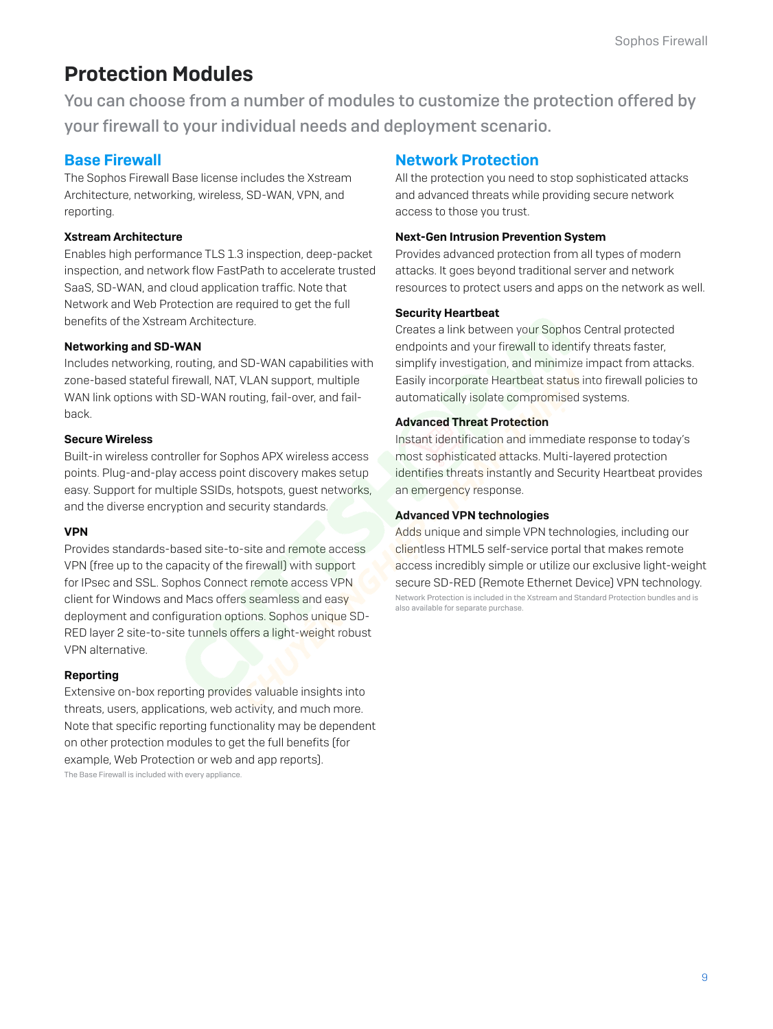# Protection Modules

You can choose from a number of modules to customize the protection offered by your firewall to your individual needs and deployment scenario.

## Base Firewall

The Sophos Firewall Base license includes the Xstream Architecture, networking, wireless, SD-WAN, VPN, and reporting.

### Xstream Architecture

Enables high performance TLS 1.3 inspection, deep-packet inspection, and network flow FastPath to accelerate trusted SaaS, SD-WAN, and cloud application traffic. Note that Network and Web Protection are required to get the full benefits of the Xstream Architecture.

### Networking and SD-WAN

Includes networking, routing, and SD-WAN capabilities with zone-based stateful firewall, NAT, VLAN support, multiple WAN link options with SD-WAN routing, fail-over, and fail-back.

### Secure Wireless

Built-in wireless controller for Sophos APX wireless access points. Plug-and-play access point discovery makes setup easy. Support for multiple SSIDs, hotspots, guest networks, and the diverse encryption and security standards.

### VPN

Provides standards-based site-to-site and remote access VPN (free up to the capacity of the firewall) with support for IPsec and SSL. Sophos Connect remote access VPN client for Windows and Macs offers seamless and easy deployment and configuration options. Sophos unique SD-RED layer 2 site-to-site tunnels offers a light-weight robust VPN alternative.

### Reporting

Extensive on-box reporting provides valuable insights into threats, users, applications, web activity, and much more. Note that specific reporting functionality may be dependent on other protection modules to get the full benefits (for example, Web Protection or web and app reports).

The Base Firewall is included with every appliance.

## Network Protection

All the protection you need to stop sophisticated attacks and advanced threats while providing secure network access to those you trust.

### Next-Gen Intrusion Prevention System

Provides advanced protection from all types of modern attacks. It goes beyond traditional server and network resources to protect users and apps on the network as well.

### Security Heartbeat

Creates a link between your Sophos Central protected endpoints and your firewall to identify threats faster, simplify investigation, and minimize impact from attacks. Easily incorporate Heartbeat status into firewall policies to automatically isolate compromised systems.

### Advanced Threat Protection

Instant identification and immediate response to today's most sophisticated attacks. Multi-layered protection identifies threats instantly and Security Heartbeat provides an emergency response.

### Advanced VPN technologies

Adds unique and simple VPN technologies, including our clientless HTML5 self-service portal that makes remote access incredibly simple or utilize our exclusive light-weight secure SD-RED (Remote Ethernet Device) VPN technology.

Network Protection is included in the Xstream and Standard Protection bundles and is also available for separate purchase.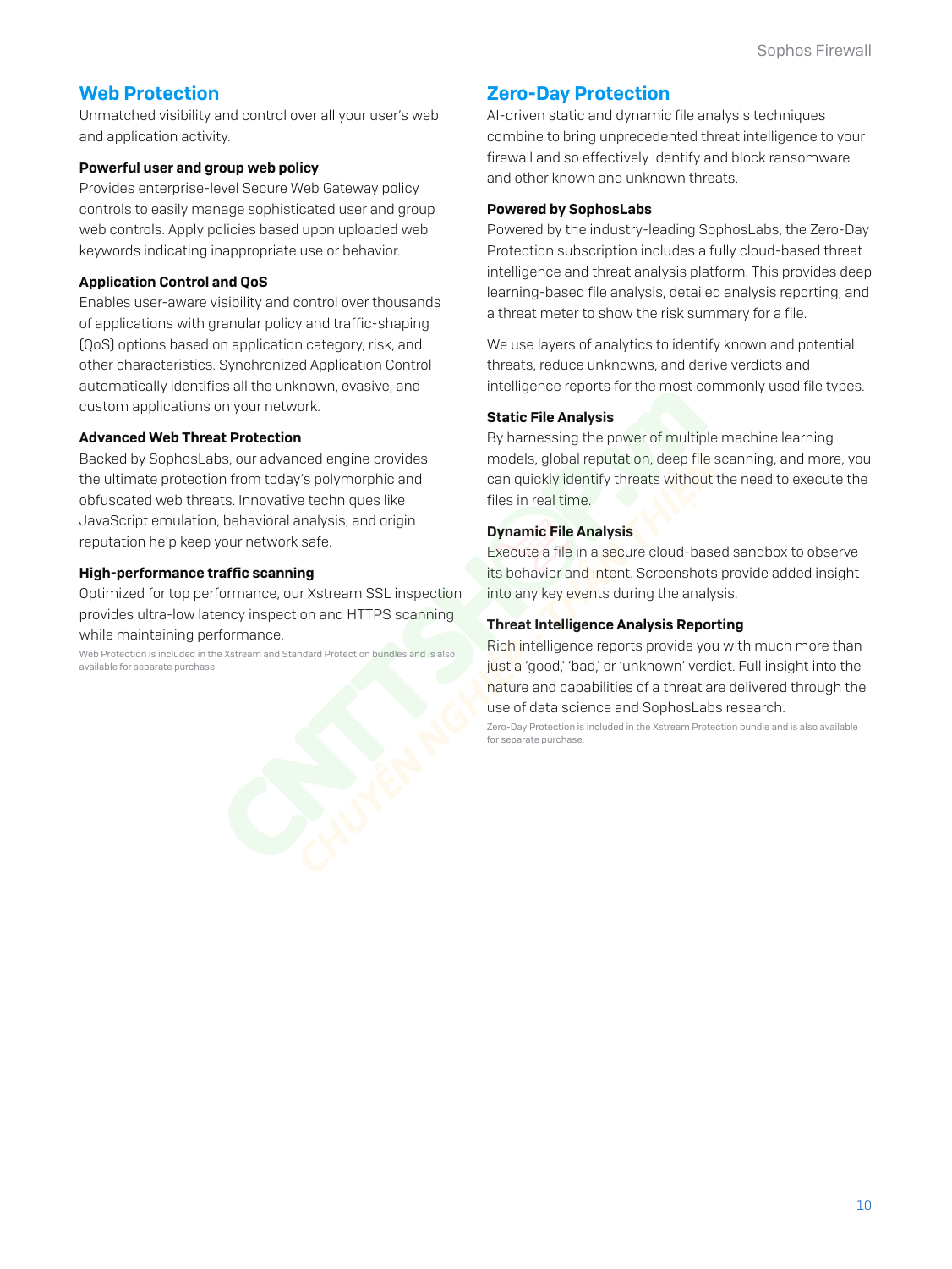## Web Protection

Unmatched visibility and control over all your user's web and application activity.

### Powerful user and group web policy

Provides enterprise-level Secure Web Gateway policy controls to easily manage sophisticated user and group web controls. Apply policies based upon uploaded web keywords indicating inappropriate use or behavior.

### Application Control and QoS

Enables user-aware visibility and control over thousands of applications with granular policy and traffic-shaping (QoS) options based on application category, risk, and other characteristics. Synchronized Application Control automatically identifies all the unknown, evasive, and custom applications on your network.

### Advanced Web Threat Protection

Backed by SophosLabs, our advanced engine provides the ultimate protection from today's polymorphic and obfuscated web threats. Innovative techniques like JavaScript emulation, behavioral analysis, and origin reputation help keep your network safe.

### High-performance traffic scanning

Optimized for top performance, our Xstream SSL inspection provides ultra-low latency inspection and HTTPS scanning while maintaining performance.

Web Protection is included in the Xstream and Standard Protection bundles and is also available for separate purchase.

## Zero-Day Protection

AI-driven static and dynamic file analysis techniques combine to bring unprecedented threat intelligence to your firewall and so effectively identify and block ransomware and other known and unknown threats.

### Powered by SophosLabs

Powered by the industry-leading SophosLabs, the Zero-Day Protection subscription includes a fully cloud-based threat intelligence and threat analysis platform. This provides deep learning-based file analysis, detailed analysis reporting, and a threat meter to show the risk summary for a file.

We use layers of analytics to identify known and potential threats, reduce unknowns, and derive verdicts and intelligence reports for the most commonly used file types.

### Static File Analysis

By harnessing the power of multiple machine learning models, global reputation, deep file scanning, and more, you can quickly identify threats without the need to execute the files in real time.

### Dynamic File Analysis

Execute a file in a secure cloud-based sandbox to observe its behavior and intent. Screenshots provide added insight into any key events during the analysis.

### Threat Intelligence Analysis Reporting

Rich intelligence reports provide you with much more than just a 'good,' 'bad,' or 'unknown' verdict. Full insight into the nature and capabilities of a threat are delivered through the use of data science and SophosLabs research.

Zero-Day Protection is included in the Xstream Protection bundle and is also available for separate purchase.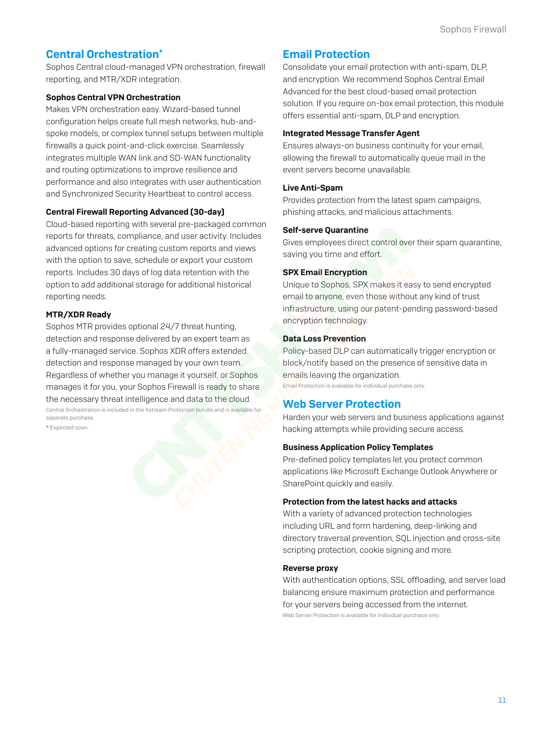## Central Orchestration*

Sophos Central cloud-managed VPN orchestration, firewall reporting, and MTR/XDR integration.

### Sophos Central VPN Orchestration

Makes VPN orchestration easy. Wizard-based tunnel configuration helps create full mesh networks, hub-and-spoke models, or complex tunnel setups between multiple firewalls a quick point-and-click exercise. Seamlessly integrates multiple WAN link and SD-WAN functionality and routing optimizations to improve resilience and performance and also integrates with user authentication and Synchronized Security Heartbeat to control access.

### Central Firewall Reporting Advanced (30-day)

Cloud-based reporting with several pre-packaged common reports for threats, compliance, and user activity. Includes advanced options for creating custom reports and views with the option to save, schedule or export your custom reports. Includes 30 days of log data retention with the option to add additional storage for additional historical reporting needs.

### MTR/XDR Ready

Sophos MTR provides optional 24/7 threat hunting, detection and response delivered by an expert team as a fully-managed service. Sophos XDR offers extended detection and response managed by your own team. Regardless of whether you manage it yourself, or Sophos manages it for you, your Sophos Firewall is ready to share the necessary threat intelligence and data to the cloud.

Central Orchestration is included in the Xstream Protection bundle and is available for separate purchase.

* Expected soon.

## Email Protection

Consolidate your email protection with anti-spam, DLP, and encryption. We recommend Sophos Central Email Advanced for the best cloud-based email protection solution. If you require on-box email protection, this module offers essential anti-spam, DLP and encryption.

### Integrated Message Transfer Agent

Ensures always-on business continuity for your email, allowing the firewall to automatically queue mail in the event servers become unavailable.

### Live Anti-Spam

Provides protection from the latest spam campaigns, phishing attacks, and malicious attachments.

### Self-serve Quarantine

Gives employees direct control over their spam quarantine, saving you time and effort.

### SPX Email Encryption

Unique to Sophos, SPX makes it easy to send encrypted email to anyone, even those without any kind of trust infrastructure, using our patent-pending password-based encryption technology.

### Data Loss Prevention

Policy-based DLP can automatically trigger encryption or block/notify based on the presence of sensitive data in emails leaving the organization.

Email Protection is available for individual purchase only.

## Web Server Protection

Harden your web servers and business applications against hacking attempts while providing secure access.

### Business Application Policy Templates

Pre-defined policy templates let you protect common applications like Microsoft Exchange Outlook Anywhere or SharePoint quickly and easily.

### Protection from the latest hacks and attacks

With a variety of advanced protection technologies including URL and form hardening, deep-linking and directory traversal prevention, SQL injection and cross-site scripting protection, cookie signing and more.

### Reverse proxy

With authentication options, SSL offloading, and server load balancing ensure maximum protection and performance for your servers being accessed from the internet.

Web Server Protection is available for individual purchase only.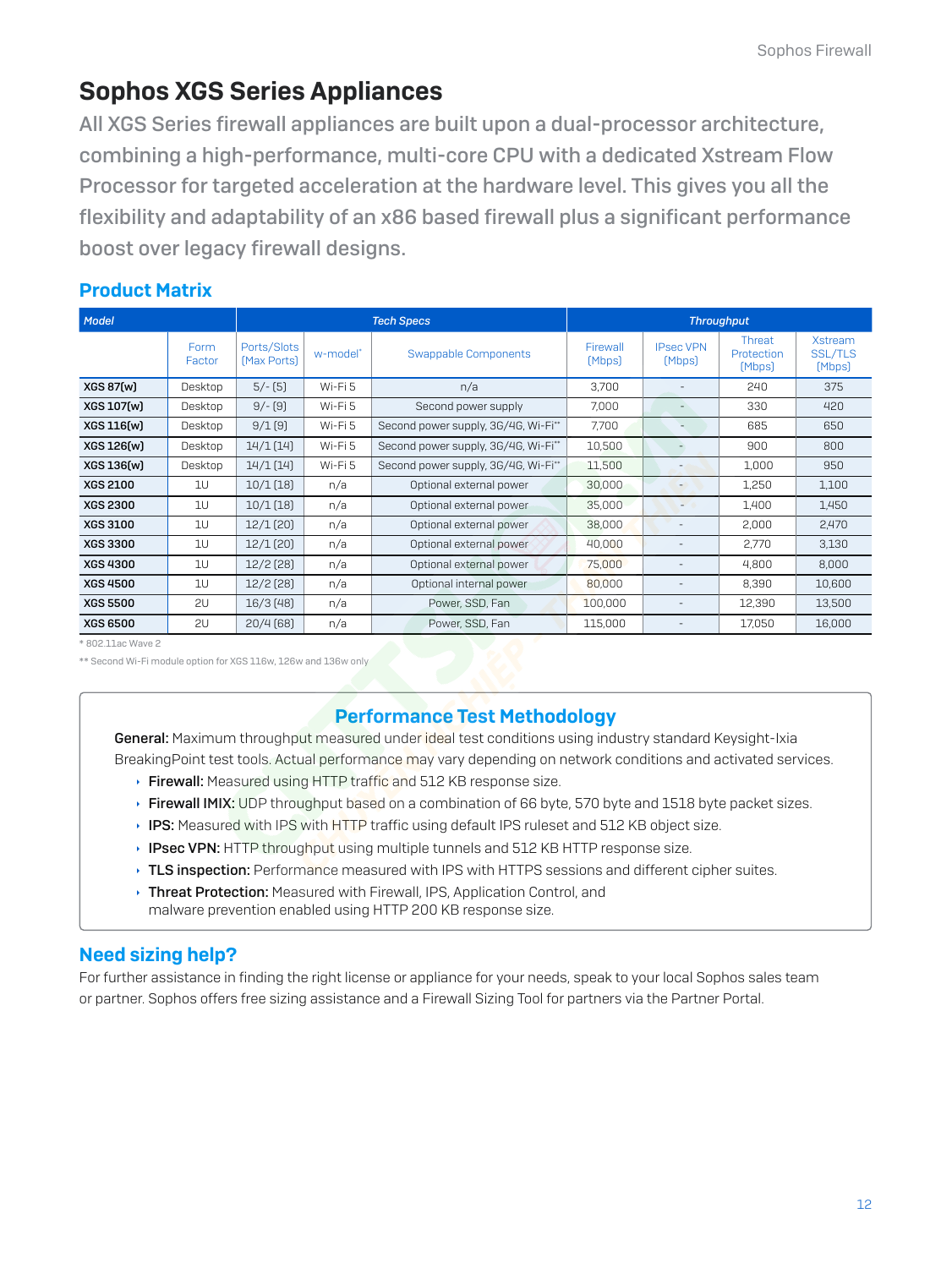# Sophos XGS Series Appliances

All XGS Series firewall appliances are built upon a dual-processor architecture, combining a high-performance, multi-core CPU with a dedicated Xstream Flow Processor for targeted acceleration at the hardware level. This gives you all the flexibility and adaptability of an x86 based firewall plus a significant performance boost over legacy firewall designs.

## Product Matrix

| Model | Tech Specs | | | | Throughput | | | |
|---|---|---|---|---|---|---|---|---|
| | Form Factor | Ports/Slots (Max Ports) | w-model* | Swappable Components | Firewall (Mbps) | IPsec VPN (Mbps) | Threat Protection (Mbps) | Xstream SSL/TLS (Mbps) |
| **XGS 87(w)** | Desktop | 5/- (5) | Wi-Fi 5 | n/a | 3,700 | - | 240 | 375 |
| **XGS 107(w)** | Desktop | 9/- (9) | Wi-Fi 5 | Second power supply | 7,000 | - | 330 | 420 |
| **XGS 116(w)** | Desktop | 9/1 (9) | Wi-Fi 5 | Second power supply, 3G/4G, Wi-Fi** | 7,700 | - | 685 | 650 |
| **XGS 126(w)** | Desktop | 14/1 (14) | Wi-Fi 5 | Second power supply, 3G/4G, Wi-Fi** | 10,500 | - | 900 | 800 |
| **XGS 136(w)** | Desktop | 14/1 (14) | Wi-Fi 5 | Second power supply, 3G/4G, Wi-Fi** | 11,500 | - | 1,000 | 950 |
| **XGS 2100** | 1U | 10/1 (18) | n/a | Optional external power | 30,000 | - | 1,250 | 1,100 |
| **XGS 2300** | 1U | 10/1 (18) | n/a | Optional external power | 35,000 | - | 1,400 | 1,450 |
| **XGS 3100** | 1U | 12/1 (20) | n/a | Optional external power | 38,000 | - | 2,000 | 2,470 |
| **XGS 3300** | 1U | 12/1 (20) | n/a | Optional external power | 40,000 | - | 2,770 | 3,130 |
| **XGS 4300** | 1U | 12/2 (28) | n/a | Optional external power | 75,000 | - | 4,800 | 8,000 |
| **XGS 4500** | 1U | 12/2 (28) | n/a | Optional internal power | 80,000 | - | 8,390 | 10,600 |
| **XGS 5500** | 2U | 16/3 (48) | n/a | Power, SSD, Fan | 100,000 | - | 12,390 | 13,500 |
| **XGS 6500** | 2U | 20/4 (68) | n/a | Power, SSD, Fan | 115,000 | - | 17,050 | 16,000 |

* 802.11ac Wave 2

** Second Wi-Fi module option for XGS 116w, 126w and 136w only

### Performance Test Methodology

**General:** Maximum throughput measured under ideal test conditions using industry standard Keysight-Ixia BreakingPoint test tools. Actual performance may vary depending on network conditions and activated services.

- **Firewall:** Measured using HTTP traffic and 512 KB response size.
- **Firewall IMIX:** UDP throughput based on a combination of 66 byte, 570 byte and 1518 byte packet sizes.
- **IPS:** Measured with IPS with HTTP traffic using default IPS ruleset and 512 KB object size.
- **IPsec VPN:** HTTP throughput using multiple tunnels and 512 KB HTTP response size.
- **TLS inspection:** Performance measured with IPS with HTTPS sessions and different cipher suites.
- **Threat Protection:** Measured with Firewall, IPS, Application Control, and malware prevention enabled using HTTP 200 KB response size.

## Need sizing help?

For further assistance in finding the right license or appliance for your needs, speak to your local Sophos sales team or partner. Sophos offers free sizing assistance and a Firewall Sizing Tool for partners via the Partner Portal.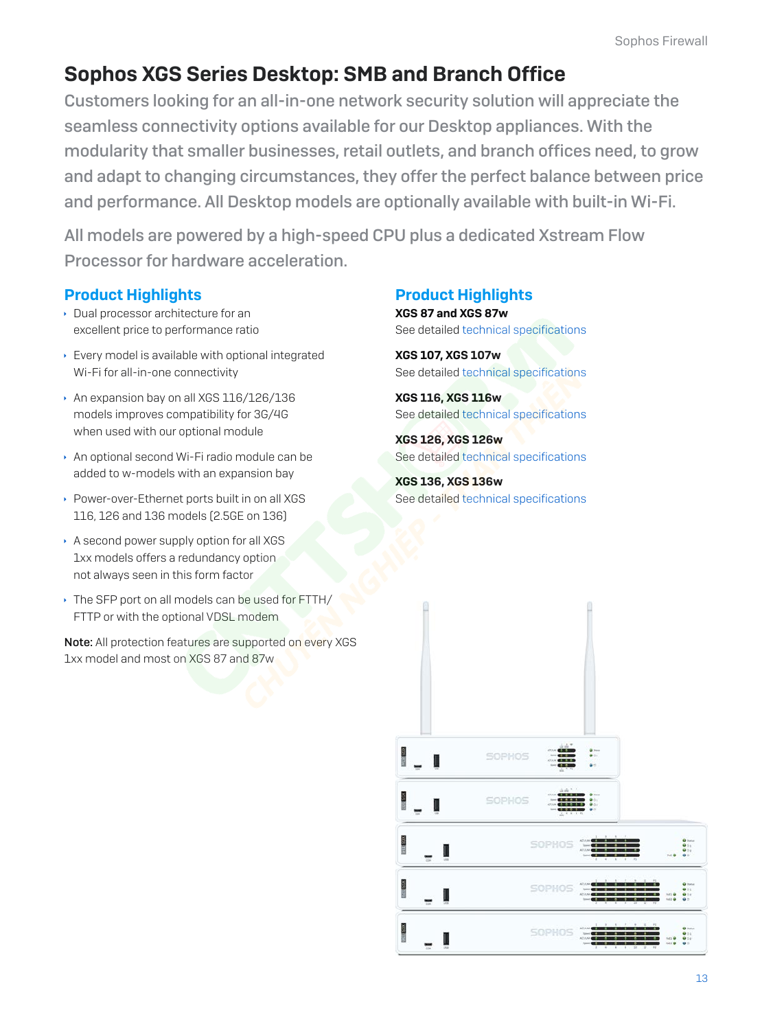# Sophos XGS Series Desktop: SMB and Branch Office

Customers looking for an all-in-one network security solution will appreciate the seamless connectivity options available for our Desktop appliances. With the modularity that smaller businesses, retail outlets, and branch offices need, to grow and adapt to changing circumstances, they offer the perfect balance between price and performance. All Desktop models are optionally available with built-in Wi-Fi.

All models are powered by a high-speed CPU plus a dedicated Xstream Flow Processor for hardware acceleration.

## Product Highlights

- Dual processor architecture for an excellent price to performance ratio
- Every model is available with optional integrated Wi-Fi for all-in-one connectivity
- An expansion bay on all XGS 116/126/136 models improves compatibility for 3G/4G when used with our optional module
- An optional second Wi-Fi radio module can be added to w-models with an expansion bay
- Power-over-Ethernet ports built in on all XGS 116, 126 and 136 models (2.5GE on 136)
- A second power supply option for all XGS 1xx models offers a redundancy option not always seen in this form factor
- The SFP port on all models can be used for FTTH/FTTP or with the optional VDSL modem

**Note:** All protection features are supported on every XGS 1xx model and most on XGS 87 and 87w

## Product Highlights

**XGS 87 and XGS 87w**
See detailed technical specifications

**XGS 107, XGS 107w**
See detailed technical specifications

**XGS 116, XGS 116w**
See detailed technical specifications

**XGS 126, XGS 126w**
See detailed technical specifications

**XGS 136, XGS 136w**
See detailed technical specifications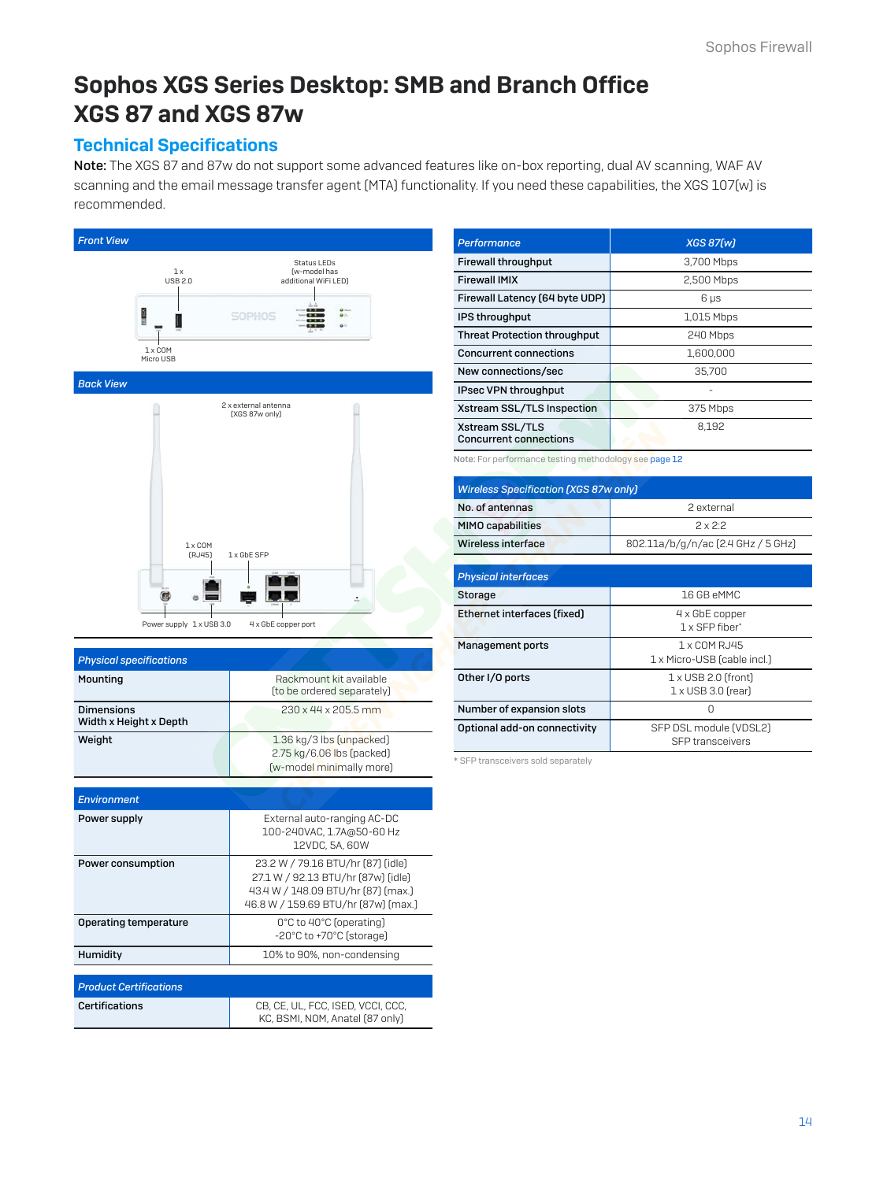# Sophos XGS Series Desktop: SMB and Branch Office
# XGS 87 and XGS 87w

## Technical Specifications

**Note:** The XGS 87 and 87w do not support some advanced features like on-box reporting, dual AV scanning, WAF AV scanning and the email message transfer agent (MTA) functionality. If you need these capabilities, the XGS 107(w) is recommended.

### Front View

1 x USB 2.0

Status LEDs (w-model has additional WiFi LED)

1 x COM Micro USB

### Back View

2 x external antenna (XGS 87w only)

1 x COM (RJ45)

1 x GbE SFP

Power supply

1 x USB 3.0

4 x GbE copper port

| Physical specifications | |
|---|---|
| Mounting | Rackmount kit available (to be ordered separately) |
| Dimensions Width x Height x Depth | 230 x 44 x 205.5 mm |
| Weight | 1.36 kg/3 lbs (unpacked) 2.75 kg/6.06 lbs (packed) (w-model minimally more) |

| Environment | |
|---|---|
| Power supply | External auto-ranging AC-DC 100-240VAC, 1.7A@50-60 Hz 12VDC, 5A, 60W |
| Power consumption | 23.2 W / 79.16 BTU/hr (87) (idle) 27.1 W / 92.13 BTU/hr (87w) (idle) 43.4 W / 148.09 BTU/hr (87) (max.) 46.8 W / 159.69 BTU/hr (87w) (max.) |
| Operating temperature | 0°C to 40°C (operating) -20°C to +70°C (storage) |
| Humidity | 10% to 90%, non-condensing |

| Product Certifications | |
|---|---|
| Certifications | CB, CE, UL, FCC, ISED, VCCI, CCC, KC, BSMI, NOM, Anatel (87 only) |

| Performance | XGS 87(w) |
|---|---|
| Firewall throughput | 3,700 Mbps |
| Firewall IMIX | 2,500 Mbps |
| Firewall Latency (64 byte UDP) | 6 µs |
| IPS throughput | 1,015 Mbps |
| Threat Protection throughput | 240 Mbps |
| Concurrent connections | 1,600,000 |
| New connections/sec | 35,700 |
| IPsec VPN throughput | - |
| Xstream SSL/TLS Inspection | 375 Mbps |
| Xstream SSL/TLS Concurrent connections | 8,192 |

Note: For performance testing methodology see page 12

| Wireless Specification (XGS 87w only) | |
|---|---|
| No. of antennas | 2 external |
| MIMO capabilities | 2 x 2:2 |
| Wireless interface | 802.11a/b/g/n/ac (2.4 GHz / 5 GHz) |

| Physical interfaces | |
|---|---|
| Storage | 16 GB eMMC |
| Ethernet interfaces (fixed) | 4 x GbE copper 1 x SFP fiber* |
| Management ports | 1 x COM RJ45 1 x Micro-USB (cable incl.) |
| Other I/O ports | 1 x USB 2.0 (front) 1 x USB 3.0 (rear) |
| Number of expansion slots | 0 |
| Optional add-on connectivity | SFP DSL module (VDSL2) SFP transceivers |

* SFP transceivers sold separately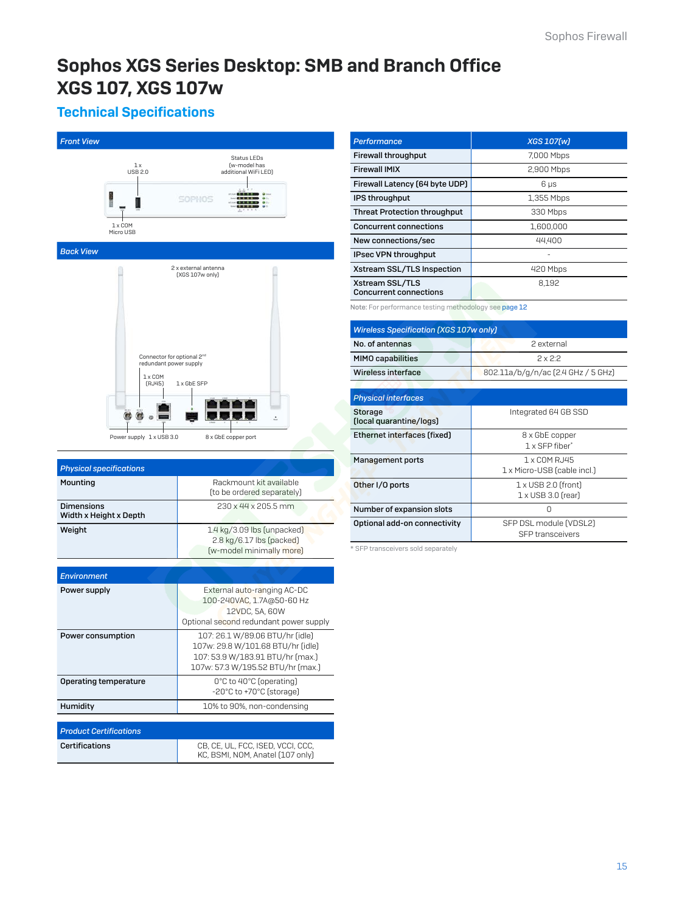# Sophos XGS Series Desktop: SMB and Branch Office XGS 107, XGS 107w

## Technical Specifications

### Front View

1 x USB 2.0

Status LEDs (w-model has additional WiFi LED)

1 x COM Micro USB

### Back View

2 x external antenna (XGS 107w only)

Connector for optional 2nd redundant power supply

1 x COM (RJ45)

1 x GbE SFP

Power supply

1 x USB 3.0

8 x GbE copper port

| Physical specifications | |
|---|---|
| Mounting | Rackmount kit available (to be ordered separately) |
| Dimensions Width x Height x Depth | 230 x 44 x 205.5 mm |
| Weight | 1.4 kg/3.09 lbs (unpacked) 2.8 kg/6.17 lbs (packed) (w-model minimally more) |

| Environment | |
|---|---|
| Power supply | External auto-ranging AC-DC 100-240VAC, 1.7A@50-60 Hz 12VDC, 5A, 60W Optional second redundant power supply |
| Power consumption | 107: 26.1 W/89.06 BTU/hr (idle) 107w: 29.8 W/101.68 BTU/hr (idle) 107: 53.9 W/183.91 BTU/hr (max.) 107w: 57.3 W/195.52 BTU/hr (max.) |
| Operating temperature | 0°C to 40°C (operating) -20°C to +70°C (storage) |
| Humidity | 10% to 90%, non-condensing |

| Product Certifications | |
|---|---|
| Certifications | CB, CE, UL, FCC, ISED, VCCI, CCC, KC, BSMI, NOM, Anatel (107 only) |

| Performance | XGS 107(w) |
|---|---|
| Firewall throughput | 7,000 Mbps |
| Firewall IMIX | 2,900 Mbps |
| Firewall Latency (64 byte UDP) | 6 µs |
| IPS throughput | 1,355 Mbps |
| Threat Protection throughput | 330 Mbps |
| Concurrent connections | 1,600,000 |
| New connections/sec | 44,400 |
| IPsec VPN throughput | - |
| Xstream SSL/TLS Inspection | 420 Mbps |
| Xstream SSL/TLS Concurrent connections | 8,192 |

Note: For performance testing methodology see page 12

| Wireless Specification (XGS 107w only) | |
|---|---|
| No. of antennas | 2 external |
| MIMO capabilities | 2 x 2:2 |
| Wireless interface | 802.11a/b/g/n/ac (2.4 GHz / 5 GHz) |

| Physical interfaces | |
|---|---|
| Storage (local quarantine/logs) | Integrated 64 GB SSD |
| Ethernet interfaces (fixed) | 8 x GbE copper 1 x SFP fiber* |
| Management ports | 1 x COM RJ45 1 x Micro-USB (cable incl.) |
| Other I/O ports | 1 x USB 2.0 (front) 1 x USB 3.0 (rear) |
| Number of expansion slots | 0 |
| Optional add-on connectivity | SFP DSL module (VDSL2) SFP transceivers |

* SFP transceivers sold separately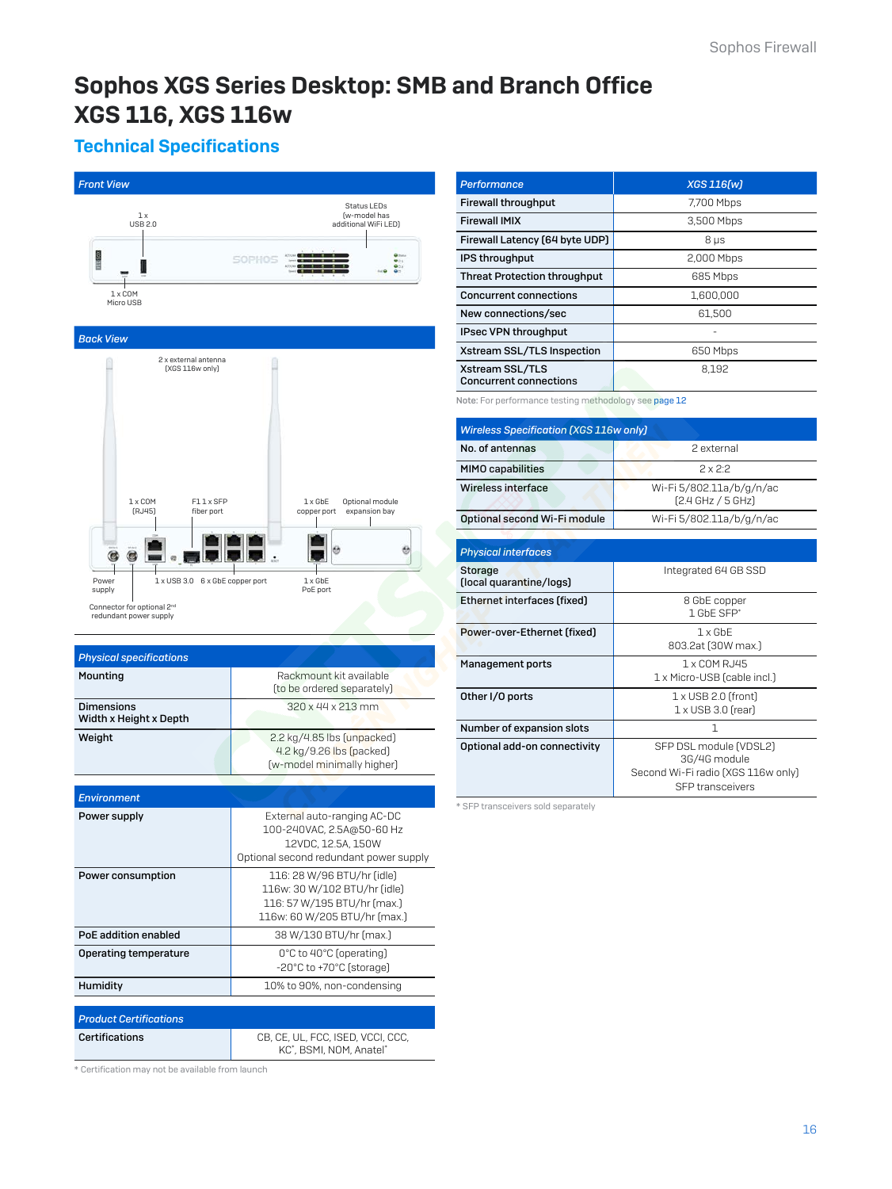# Sophos XGS Series Desktop: SMB and Branch Office XGS 116, XGS 116w

## Technical Specifications

### Front View

1 x USB 2.0

Status LEDs (w-model has additional WiFi LED)

1 x COM Micro USB

### Back View

2 x external antenna (XGS 116w only)

1 x COM (RJ45)

F1 1 x SFP fiber port

1 x GbE copper port

Optional module expansion bay

Power supply

1 x USB 3.0

6 x GbE copper port

1 x GbE PoE port

Connector for optional 2nd redundant power supply

| Physical specifications | |
|---|---|
| Mounting | Rackmount kit available (to be ordered separately) |
| Dimensions Width x Height x Depth | 320 x 44 x 213 mm |
| Weight | 2.2 kg/4.85 lbs (unpacked) 4.2 kg/9.26 lbs (packed) (w-model minimally higher) |

| Environment | |
|---|---|
| Power supply | External auto-ranging AC-DC 100-240VAC, 2.5A@50-60 Hz 12VDC, 12.5A, 150W Optional second redundant power supply |
| Power consumption | 116: 28 W/96 BTU/hr (idle) 116w: 30 W/102 BTU/hr (idle) 116: 57 W/195 BTU/hr (max.) 116w: 60 W/205 BTU/hr (max.) |
| PoE addition enabled | 38 W/130 BTU/hr (max.) |
| Operating temperature | 0°C to 40°C (operating) -20°C to +70°C (storage) |
| Humidity | 10% to 90%, non-condensing |

| Product Certifications | |
|---|---|
| Certifications | CB, CE, UL, FCC, ISED, VCCI, CCC, KC*, BSMI, NOM, Anatel* |

* Certification may not be available from launch

| Performance | XGS 116(w) |
|---|---|
| Firewall throughput | 7,700 Mbps |
| Firewall IMIX | 3,500 Mbps |
| Firewall Latency (64 byte UDP) | 8 µs |
| IPS throughput | 2,000 Mbps |
| Threat Protection throughput | 685 Mbps |
| Concurrent connections | 1,600,000 |
| New connections/sec | 61,500 |
| IPsec VPN throughput | - |
| Xstream SSL/TLS Inspection | 650 Mbps |
| Xstream SSL/TLS Concurrent connections | 8,192 |

Note: For performance testing methodology see page 12

| Wireless Specification (XGS 116w only) | |
|---|---|
| No. of antennas | 2 external |
| MIMO capabilities | 2 x 2:2 |
| Wireless interface | Wi-Fi 5/802.11a/b/g/n/ac (2.4 GHz / 5 GHz) |
| Optional second Wi-Fi module | Wi-Fi 5/802.11a/b/g/n/ac |

| Physical interfaces | |
|---|---|
| Storage (local quarantine/logs) | Integrated 64 GB SSD |
| Ethernet interfaces (fixed) | 8 GbE copper 1 GbE SFP* |
| Power-over-Ethernet (fixed) | 1 x GbE 803.2at (30W max.) |
| Management ports | 1 x COM RJ45 1 x Micro-USB (cable incl.) |
| Other I/O ports | 1 x USB 2.0 (front) 1 x USB 3.0 (rear) |
| Number of expansion slots | 1 |
| Optional add-on connectivity | SFP DSL module (VDSL2) 3G/4G module Second Wi-Fi radio (XGS 116w only) SFP transceivers |

* SFP transceivers sold separately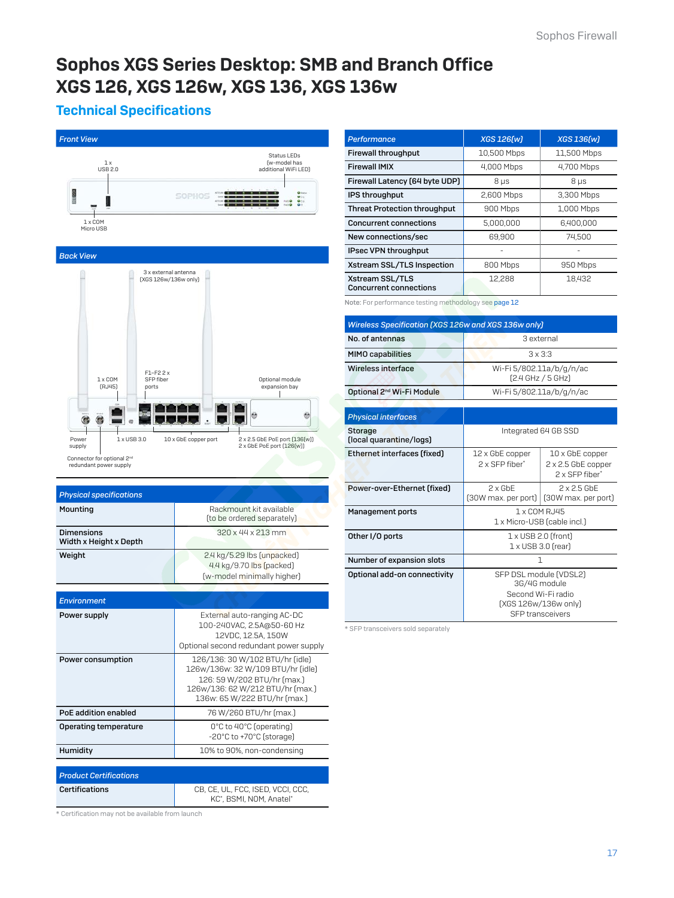# Sophos XGS Series Desktop: SMB and Branch Office XGS 126, XGS 126w, XGS 136, XGS 136w

## Technical Specifications

### Front View

1 x USB 2.0

Status LEDs (w-model has additional WiFi LED)

1 x COM Micro USB

### Back View

3 x external antenna (XGS 126w/136w only)

1 x COM (RJ45)

F1–F2 2 x SFP fiber ports

Optional module expansion bay

Power supply

1 x USB 3.0

10 x GbE copper port

2 x 2.5 GbE PoE port (136[w]) 2 x GbE PoE port (126[w])

Connector for optional 2nd redundant power supply

| Physical specifications | |
|---|---|
| Mounting | Rackmount kit available (to be ordered separately) |
| Dimensions Width x Height x Depth | 320 x 44 x 213 mm |
| Weight | 2.4 kg/5.29 lbs (unpacked) 4.4 kg/9.70 lbs (packed) (w-model minimally higher) |

| Environment | |
|---|---|
| Power supply | External auto-ranging AC-DC 100-240VAC, 2.5A@50-60 Hz 12VDC, 12.5A, 150W Optional second redundant power supply |
| Power consumption | 126/136: 30 W/102 BTU/hr (idle) 126w/136w: 32 W/109 BTU/hr (idle) 126: 59 W/202 BTU/hr (max.) 126w/136: 62 W/212 BTU/hr (max.) 136w: 65 W/222 BTU/hr (max.) |
| PoE addition enabled | 76 W/260 BTU/hr (max.) |
| Operating temperature | 0°C to 40°C (operating) -20°C to +70°C (storage) |
| Humidity | 10% to 90%, non-condensing |

| Product Certifications | |
|---|---|
| Certifications | CB, CE, UL, FCC, ISED, VCCI, CCC, KC*, BSMI, NOM, Anatel* |

* Certification may not be available from launch

| Performance | XGS 126(w) | XGS 136(w) |
|---|---|---|
| Firewall throughput | 10,500 Mbps | 11,500 Mbps |
| Firewall IMIX | 4,000 Mbps | 4,700 Mbps |
| Firewall Latency (64 byte UDP) | 8 µs | 8 µs |
| IPS throughput | 2,600 Mbps | 3,300 Mbps |
| Threat Protection throughput | 900 Mbps | 1,000 Mbps |
| Concurrent connections | 5,000,000 | 6,400,000 |
| New connections/sec | 69,900 | 74,500 |
| IPsec VPN throughput | - | - |
| Xstream SSL/TLS Inspection | 800 Mbps | 950 Mbps |
| Xstream SSL/TLS Concurrent connections | 12,288 | 18,432 |

**Note:** For performance testing methodology see page 12

| Wireless Specification (XGS 126w and XGS 136w only) | |
|---|---|
| No. of antennas | 3 external |
| MIMO capabilities | 3 x 3:3 |
| Wireless interface | Wi-Fi 5/802.11a/b/g/n/ac (2.4 GHz / 5 GHz) |
| Optional 2nd Wi-Fi Module | Wi-Fi 5/802.11a/b/g/n/ac |

| Physical interfaces | | |
|---|---|---|
| Storage (local quarantine/logs) | Integrated 64 GB SSD | |
| Ethernet interfaces (fixed) | 12 x GbE copper 2 x SFP fiber* | 10 x GbE copper 2 x 2.5 GbE copper 2 x SFP fiber* |
| Power-over-Ethernet (fixed) | 2 x GbE (30W max. per port) | 2 x 2.5 GbE (30W max. per port) |
| Management ports | 1 x COM RJ45 1 x Micro-USB (cable incl.) | |
| Other I/O ports | 1 x USB 2.0 (front) 1 x USB 3.0 (rear) | |
| Number of expansion slots | 1 | |
| Optional add-on connectivity | SFP DSL module (VDSL2) 3G/4G module Second Wi-Fi radio (XGS 126w/136w only) SFP transceivers | |

* SFP transceivers sold separately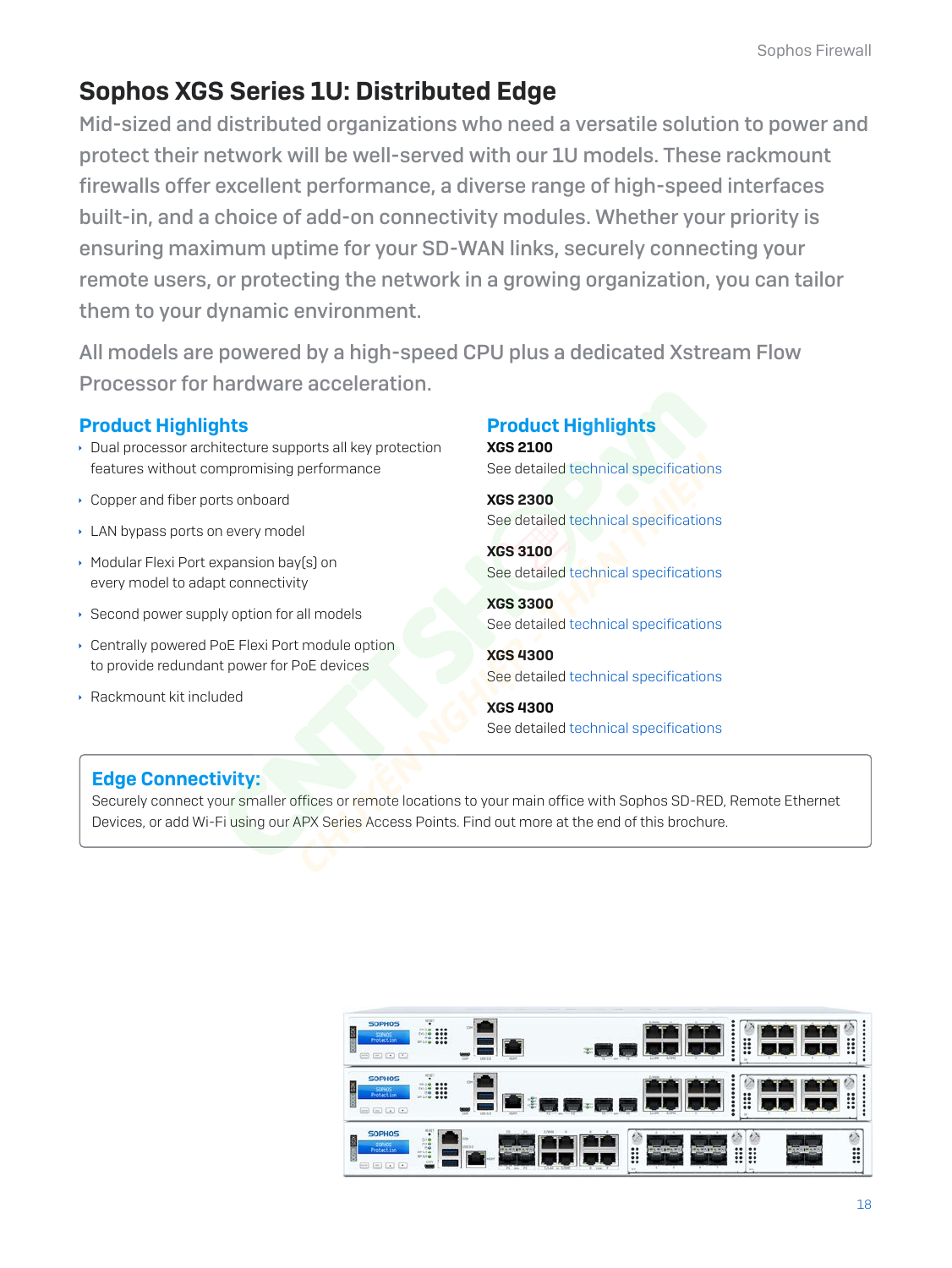# Sophos XGS Series 1U: Distributed Edge

Mid-sized and distributed organizations who need a versatile solution to power and protect their network will be well-served with our 1U models. These rackmount firewalls offer excellent performance, a diverse range of high-speed interfaces built-in, and a choice of add-on connectivity modules. Whether your priority is ensuring maximum uptime for your SD-WAN links, securely connecting your remote users, or protecting the network in a growing organization, you can tailor them to your dynamic environment.

All models are powered by a high-speed CPU plus a dedicated Xstream Flow Processor for hardware acceleration.

## Product Highlights

- Dual processor architecture supports all key protection features without compromising performance
- Copper and fiber ports onboard
- LAN bypass ports on every model
- Modular Flexi Port expansion bay(s) on every model to adapt connectivity
- Second power supply option for all models
- Centrally powered PoE Flexi Port module option to provide redundant power for PoE devices
- Rackmount kit included

## Product Highlights

**XGS 2100**
See detailed technical specifications

**XGS 2300**
See detailed technical specifications

**XGS 3100**
See detailed technical specifications

**XGS 3300**
See detailed technical specifications

**XGS 4300**
See detailed technical specifications

**XGS 4300**
See detailed technical specifications

## Edge Connectivity:

Securely connect your smaller offices or remote locations to your main office with Sophos SD-RED, Remote Ethernet Devices, or add Wi-Fi using our APX Series Access Points. Find out more at the end of this brochure.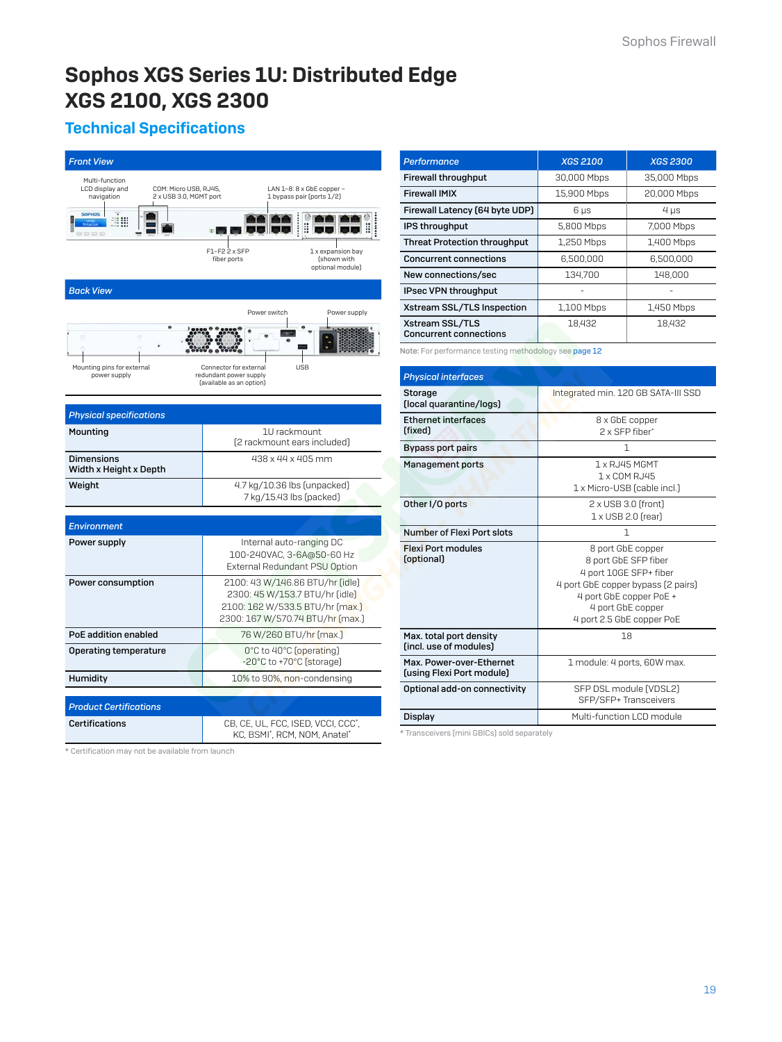# Sophos XGS Series 1U: Distributed Edge XGS 2100, XGS 2300

## Technical Specifications

### Front View

Multi-function LCD display and navigation

COM: Micro USB, RJ45, 2 x USB 3.0, MGMT port

LAN 1–8: 8 x GbE copper – 1 bypass pair (ports 1/2)

F1–F2 2 x SFP fiber ports

1 x expansion bay (shown with optional module)

### Back View

Power switch

Power supply

Mounting pins for external power supply

Connector for external redundant power supply (available as an option)

USB

| Physical specifications | |
|---|---|
| Mounting | 1U rackmount (2 rackmount ears included) |
| Dimensions Width x Height x Depth | 438 x 44 x 405 mm |
| Weight | 4.7 kg/10.36 lbs (unpacked) 7 kg/15.43 lbs (packed) |

| Environment | |
|---|---|
| Power supply | Internal auto-ranging DC 100-240VAC, 3-6A@50-60 Hz External Redundant PSU Option |
| Power consumption | 2100: 43 W/146.86 BTU/hr (idle) 2300: 45 W/153.7 BTU/hr (idle) 2100: 162 W/533.5 BTU/hr (max.) 2300: 167 W/570.74 BTU/hr (max.) |
| PoE addition enabled | 76 W/260 BTU/hr (max.) |
| Operating temperature | 0°C to 40°C (operating) -20°C to +70°C (storage) |
| Humidity | 10% to 90%, non-condensing |

| Product Certifications | |
|---|---|
| Certifications | CB, CE, UL, FCC, ISED, VCCI, CCC*, KC, BSMI*, RCM, NOM, Anatel* |

* Certification may not be available from launch

| Performance | XGS 2100 | XGS 2300 |
|---|---|---|
| Firewall throughput | 30,000 Mbps | 35,000 Mbps |
| Firewall IMIX | 15,900 Mbps | 20,000 Mbps |
| Firewall Latency (64 byte UDP) | 6 µs | 4 µs |
| IPS throughput | 5,800 Mbps | 7,000 Mbps |
| Threat Protection throughput | 1,250 Mbps | 1,400 Mbps |
| Concurrent connections | 6,500,000 | 6,500,000 |
| New connections/sec | 134,700 | 148,000 |
| IPsec VPN throughput | - | - |
| Xstream SSL/TLS Inspection | 1,100 Mbps | 1,450 Mbps |
| Xstream SSL/TLS Concurrent connections | 18,432 | 18,432 |

Note: For performance testing methodology see page 12

| Physical interfaces | |
|---|---|
| Storage (local quarantine/logs) | Integrated min. 120 GB SATA-III SSD |
| Ethernet interfaces (fixed) | 8 x GbE copper 2 x SFP fiber* |
| Bypass port pairs | 1 |
| Management ports | 1 x RJ45 MGMT 1 x COM RJ45 1 x Micro-USB (cable incl.) |
| Other I/O ports | 2 x USB 3.0 (front) 1 x USB 2.0 (rear) |
| Number of Flexi Port slots | 1 |
| Flexi Port modules (optional) | 8 port GbE copper 8 port GbE SFP fiber 4 port 10GE SFP+ fiber 4 port GbE copper bypass (2 pairs) 4 port GbE copper PoE + 4 port GbE copper 4 port 2.5 GbE copper PoE |
| Max. total port density (incl. use of modules) | 18 |
| Max. Power-over-Ethernet (using Flexi Port module) | 1 module: 4 ports, 60W max. |
| Optional add-on connectivity | SFP DSL module (VDSL2) SFP/SFP+ Transceivers |
| Display | Multi-function LCD module |

* Transceivers (mini GBICs) sold separately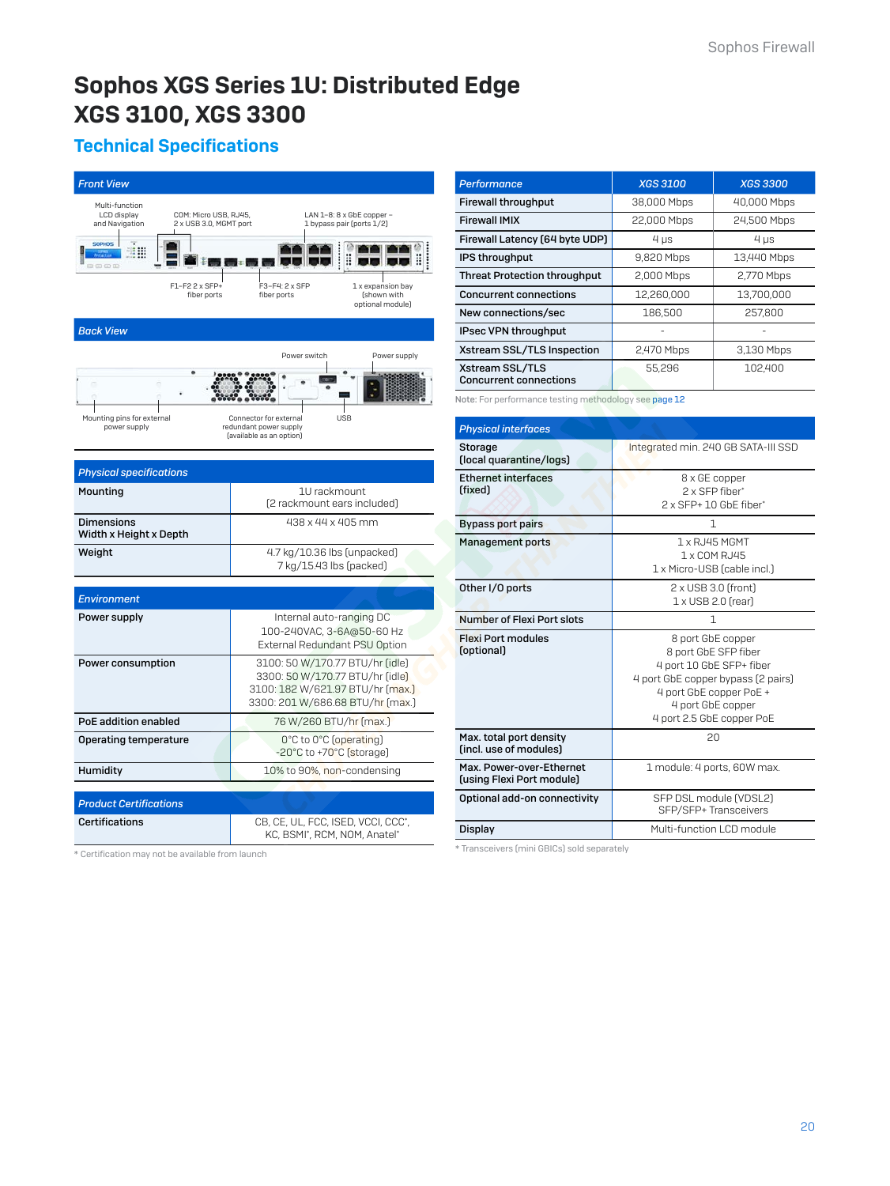# Sophos XGS Series 1U: Distributed Edge XGS 3100, XGS 3300

## Technical Specifications

### Front View

Multi-function LCD display and Navigation

COM: Micro USB, RJ45, 2 x USB 3.0, MGMT port

LAN 1–8: 8 x GbE copper – 1 bypass pair (ports 1/2)

F1–F2 2 x SFP+ fiber ports

F3–F4: 2 x SFP fiber ports

1 x expansion bay (shown with optional module)

### Back View

Power switch

Power supply

Mounting pins for external power supply

Connector for external redundant power supply (available as an option)

USB

| Physical specifications | |
|---|---|
| Mounting | 1U rackmount (2 rackmount ears included) |
| Dimensions Width x Height x Depth | 438 x 44 x 405 mm |
| Weight | 4.7 kg/10.36 lbs (unpacked) 7 kg/15.43 lbs (packed) |

| Environment | |
|---|---|
| Power supply | Internal auto-ranging DC 100-240VAC, 3-6A@50-60 Hz External Redundant PSU Option |
| Power consumption | 3100: 50 W/170.77 BTU/hr (idle) 3300: 50 W/170.77 BTU/hr (idle) 3100: 182 W/621.97 BTU/hr (max.) 3300: 201 W/686.68 BTU/hr (max.) |
| PoE addition enabled | 76 W/260 BTU/hr (max.) |
| Operating temperature | 0°C to 0°C (operating) -20°C to +70°C (storage) |
| Humidity | 10% to 90%, non-condensing |

| Product Certifications | |
|---|---|
| Certifications | CB, CE, UL, FCC, ISED, VCCI, CCC*, KC, BSMI*, RCM, NOM, Anatel* |

* Certification may not be available from launch

| Performance | XGS 3100 | XGS 3300 |
|---|---|---|
| Firewall throughput | 38,000 Mbps | 40,000 Mbps |
| Firewall IMIX | 22,000 Mbps | 24,500 Mbps |
| Firewall Latency (64 byte UDP) | 4 µs | 4 µs |
| IPS throughput | 9,820 Mbps | 13,440 Mbps |
| Threat Protection throughput | 2,000 Mbps | 2,770 Mbps |
| Concurrent connections | 12,260,000 | 13,700,000 |
| New connections/sec | 186,500 | 257,800 |
| IPsec VPN throughput | - | - |
| Xstream SSL/TLS Inspection | 2,470 Mbps | 3,130 Mbps |
| Xstream SSL/TLS Concurrent connections | 55,296 | 102,400 |

**Note:** For performance testing methodology see page 12

| Physical interfaces | |
|---|---|
| Storage (local quarantine/logs) | Integrated min. 240 GB SATA-III SSD |
| Ethernet interfaces (fixed) | 8 x GE copper 2 x SFP fiber* 2 x SFP+ 10 GbE fiber* |
| Bypass port pairs | 1 |
| Management ports | 1 x RJ45 MGMT 1 x COM RJ45 1 x Micro-USB (cable incl.) |
| Other I/O ports | 2 x USB 3.0 (front) 1 x USB 2.0 (rear) |
| Number of Flexi Port slots | 1 |
| Flexi Port modules (optional) | 8 port GbE copper 8 port GbE SFP fiber 4 port 10 GbE SFP+ fiber 4 port GbE copper bypass (2 pairs) 4 port GbE copper PoE + 4 port GbE copper 4 port 2.5 GbE copper PoE |
| Max. total port density (incl. use of modules) | 20 |
| Max. Power-over-Ethernet (using Flexi Port module) | 1 module: 4 ports, 60W max. |
| Optional add-on connectivity | SFP DSL module (VDSL2) SFP/SFP+ Transceivers |
| Display | Multi-function LCD module |

* Transceivers (mini GBICs) sold separately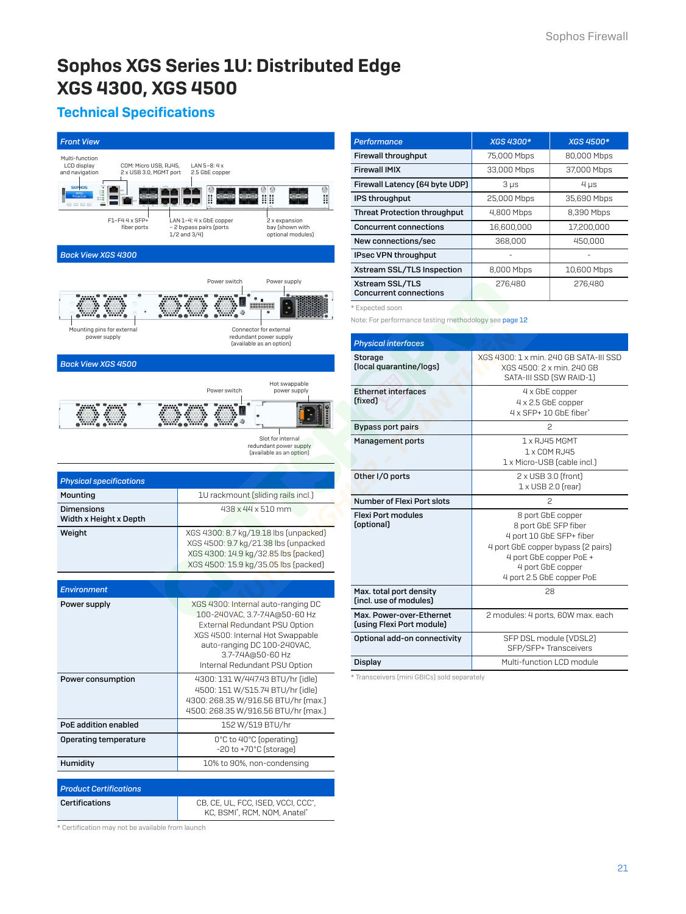# Sophos XGS Series 1U: Distributed Edge XGS 4300, XGS 4500

## Technical Specifications

### Front View

Multi-function LCD display and navigation

COM: Micro USB, RJ45, 2 x USB 3.0, MGMT port

LAN 5–8: 4 x 2.5 GbE copper

F1–F4 4 x SFP+ fiber ports

LAN 1–4: 4 x GbE copper – 2 bypass pairs (ports 1/2 and 3/4)

2 x expansion bay (shown with optional modules)

### Back View XGS 4300

Power switch

Power supply

Mounting pins for external power supply

Connector for external redundant power supply (available as an option)

### Back View XGS 4500

Power switch

Hot swappable power supply

Slot for internal redundant power supply (available as an option)

| Physical specifications | |
|---|---|
| **Mounting** | 1U rackmount (sliding rails incl.) |
| **Dimensions Width x Height x Depth** | 438 x 44 x 510 mm |
| **Weight** | XGS 4300: 8.7 kg/19.18 lbs (unpacked)<br>XGS 4500: 9.7 kg/21.38 lbs (unpacked<br>XGS 4300: 14.9 kg/32.85 lbs (packed)<br>XGS 4500: 15.9 kg/35.05 lbs (packed) |

| Environment | |
|---|---|
| **Power supply** | XGS 4300: Internal auto-ranging DC 100-240VAC, 3.7-7.4A@50-60 Hz<br>External Redundant PSU Option<br>XGS 4500: Internal Hot Swappable auto-ranging DC 100-240VAC, 3.7-7.4A@50-60 Hz<br>Internal Redundant PSU Option |
| **Power consumption** | 4300: 131 W/447.43 BTU/hr (idle)<br>4500: 151 W/515.74 BTU/hr (idle)<br>4300: 268.35 W/916.56 BTU/hr (max.)<br>4500: 268.35 W/916.56 BTU/hr (max.) |
| **PoE addition enabled** | 152 W/519 BTU/hr |
| **Operating temperature** | 0°C to 40°C (operating)<br>-20 to +70°C (storage) |
| **Humidity** | 10% to 90%, non-condensing |

| Product Certifications | |
|---|---|
| **Certifications** | CB, CE, UL, FCC, ISED, VCCI, CCC*, KC, BSMI*, RCM, NOM, Anatel* |

* Certification may not be available from launch

| Performance | XGS 4300* | XGS 4500* |
|---|---|---|
| **Firewall throughput** | 75,000 Mbps | 80,000 Mbps |
| **Firewall IMIX** | 33,000 Mbps | 37,000 Mbps |
| **Firewall Latency (64 byte UDP)** | 3 µs | 4 µs |
| **IPS throughput** | 25,000 Mbps | 35,690 Mbps |
| **Threat Protection throughput** | 4,800 Mbps | 8,390 Mbps |
| **Concurrent connections** | 16,600,000 | 17,200,000 |
| **New connections/sec** | 368,000 | 450,000 |
| **IPsec VPN throughput** | - | - |
| **Xstream SSL/TLS Inspection** | 8,000 Mbps | 10,600 Mbps |
| **Xstream SSL/TLS Concurrent connections** | 276,480 | 276,480 |

* Expected soon

Note: For performance testing methodology see page 12

| Physical interfaces | |
|---|---|
| **Storage (local quarantine/logs)** | XGS 4300: 1 x min. 240 GB SATA-III SSD<br>XGS 4500: 2 x min. 240 GB SATA-III SSD (SW RAID-1) |
| **Ethernet interfaces (fixed)** | 4 x GbE copper<br>4 x 2.5 GbE copper<br>4 x SFP+ 10 GbE fiber* |
| **Bypass port pairs** | 2 |
| **Management ports** | 1 x RJ45 MGMT<br>1 x COM RJ45<br>1 x Micro-USB (cable incl.) |
| **Other I/O ports** | 2 x USB 3.0 (front)<br>1 x USB 2.0 (rear) |
| **Number of Flexi Port slots** | 2 |
| **Flexi Port modules (optional)** | 8 port GbE copper<br>8 port GbE SFP fiber<br>4 port 10 GbE SFP+ fiber<br>4 port GbE copper bypass (2 pairs)<br>4 port GbE copper PoE +<br>4 port GbE copper<br>4 port 2.5 GbE copper PoE |
| **Max. total port density (incl. use of modules)** | 28 |
| **Max. Power-over-Ethernet (using Flexi Port module)** | 2 modules: 4 ports, 60W max. each |
| **Optional add-on connectivity** | SFP DSL module (VDSL2)<br>SFP/SFP+ Transceivers |
| **Display** | Multi-function LCD module |

* Transceivers (mini GBICs) sold separately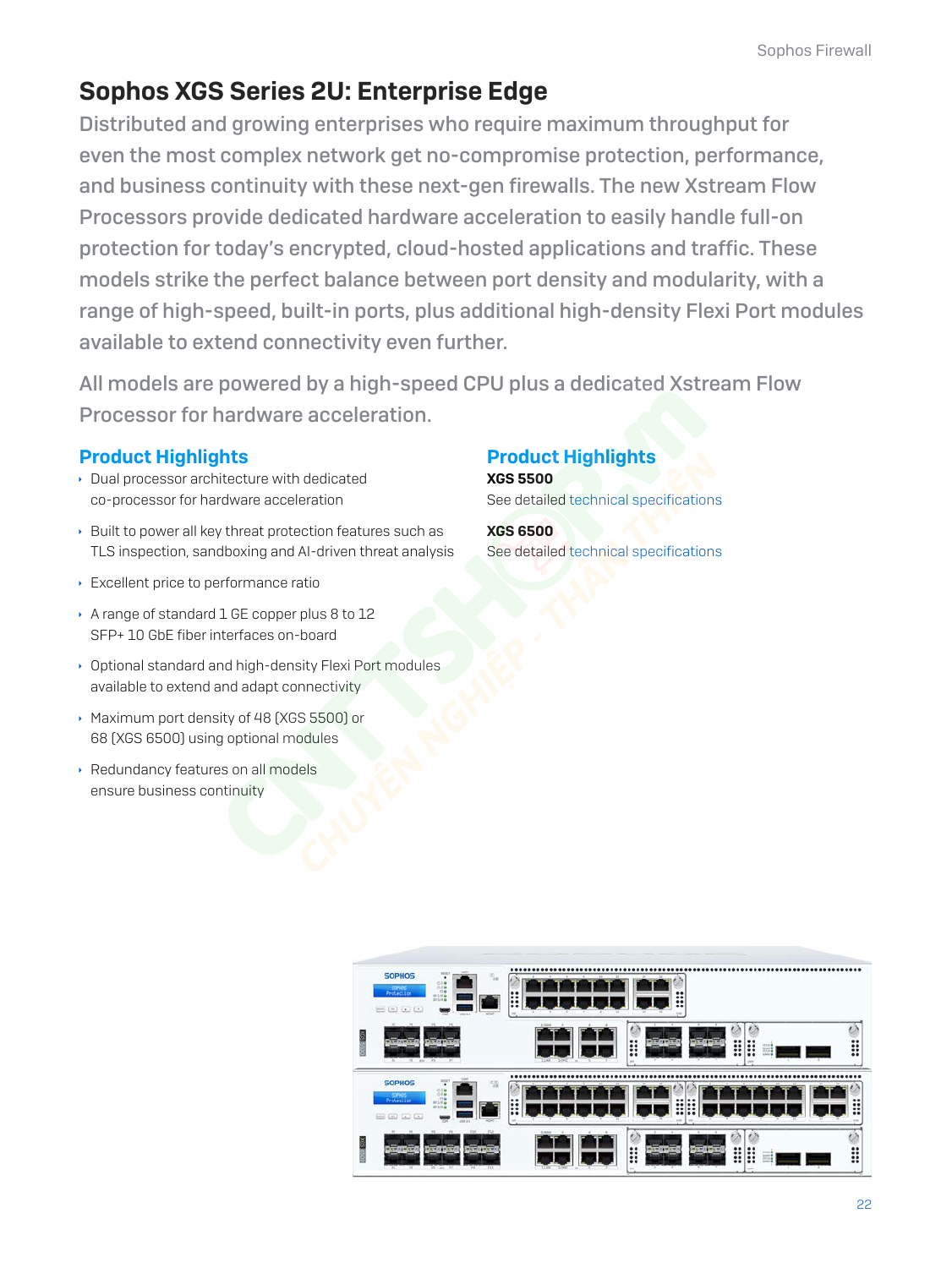# Sophos XGS Series 2U: Enterprise Edge

Distributed and growing enterprises who require maximum throughput for even the most complex network get no-compromise protection, performance, and business continuity with these next-gen firewalls. The new Xstream Flow Processors provide dedicated hardware acceleration to easily handle full-on protection for today's encrypted, cloud-hosted applications and traffic. These models strike the perfect balance between port density and modularity, with a range of high-speed, built-in ports, plus additional high-density Flexi Port modules available to extend connectivity even further.

All models are powered by a high-speed CPU plus a dedicated Xstream Flow Processor for hardware acceleration.

## Product Highlights

- Dual processor architecture with dedicated co-processor for hardware acceleration
- Built to power all key threat protection features such as TLS inspection, sandboxing and AI-driven threat analysis
- Excellent price to performance ratio
- A range of standard 1 GE copper plus 8 to 12 SFP+ 10 GbE fiber interfaces on-board
- Optional standard and high-density Flexi Port modules available to extend and adapt connectivity
- Maximum port density of 48 (XGS 5500) or 68 (XGS 6500) using optional modules
- Redundancy features on all models ensure business continuity

## Product Highlights

**XGS 5500**
See detailed technical specifications

**XGS 6500**
See detailed technical specifications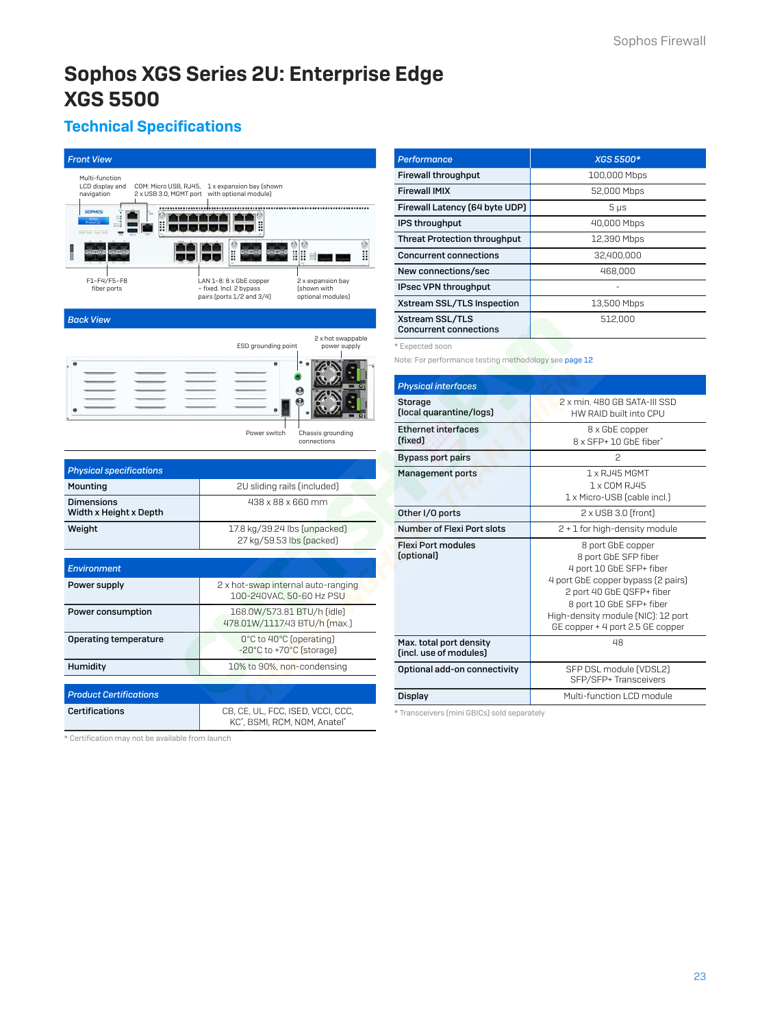// Sophos Firewall

# Sophos XGS Series 2U: Enterprise Edge
# XGS 5500

## Technical Specifications

### Front View

Multi-function LCD display and navigation

COM: Micro USB, RJ45, 2 x USB 3.0, MGMT port

1 x expansion bay (shown with optional module)

F1–F4/F5–F8 fiber ports

LAN 1–8: 8 x GbE copper – fixed. Incl. 2 bypass pairs (ports 1/2 and 3/4)

2 x expansion bay (shown with optional modules)

### Back View

ESD grounding point

2 x hot swappable power supply

Power switch

Chassis grounding connections

| Physical specifications | |
|---|---|
| Mounting | 2U sliding rails (included) |
| Dimensions Width x Height x Depth | 438 x 88 x 660 mm |
| Weight | 17.8 kg/39.24 lbs (unpacked) 27 kg/59.53 lbs (packed) |

| Environment | |
|---|---|
| Power supply | 2 x hot-swap internal auto-ranging 100-240VAC, 50-60 Hz PSU |
| Power consumption | 168.0W/573.81 BTU/h (idle) 478.01W/1117.43 BTU/h (max.) |
| Operating temperature | 0°C to 40°C (operating) -20°C to +70°C (storage) |
| Humidity | 10% to 90%, non-condensing |

| Product Certifications | |
|---|---|
| Certifications | CB, CE, UL, FCC, ISED, VCCI, CCC, KC*, BSMI, RCM, NOM, Anatel* |

* Certification may not be available from launch

| Performance | XGS 5500* |
|---|---|
| Firewall throughput | 100,000 Mbps |
| Firewall IMIX | 52,000 Mbps |
| Firewall Latency (64 byte UDP) | 5 µs |
| IPS throughput | 40,000 Mbps |
| Threat Protection throughput | 12,390 Mbps |
| Concurrent connections | 32,400,000 |
| New connections/sec | 468,000 |
| IPsec VPN throughput | - |
| Xstream SSL/TLS Inspection | 13,500 Mbps |
| Xstream SSL/TLS Concurrent connections | 512,000 |

* Expected soon

Note: For performance testing methodology see page 12

| Physical interfaces | |
|---|---|
| Storage (local quarantine/logs) | 2 x min. 480 GB SATA-III SSD HW RAID built into CPU |
| Ethernet interfaces (fixed) | 8 x GbE copper 8 x SFP+ 10 GbE fiber* |
| Bypass port pairs | 2 |
| Management ports | 1 x RJ45 MGMT 1 x COM RJ45 1 x Micro-USB (cable incl.) |
| Other I/O ports | 2 x USB 3.0 (front) |
| Number of Flexi Port slots | 2 + 1 for high-density module |
| Flexi Port modules (optional) | 8 port GbE copper 8 port GbE SFP fiber 4 port 10 GbE SFP+ fiber 4 port GbE copper bypass (2 pairs) 2 port 40 GbE QSFP+ fiber 8 port 10 GbE SFP+ fiber High-density module (NIC): 12 port GE copper + 4 port 2.5 GE copper |
| Max. total port density (incl. use of modules) | 48 |
| Optional add-on connectivity | SFP DSL module (VDSL2) SFP/SFP+ Transceivers |
| Display | Multi-function LCD module |

* Transceivers (mini GBICs) sold separately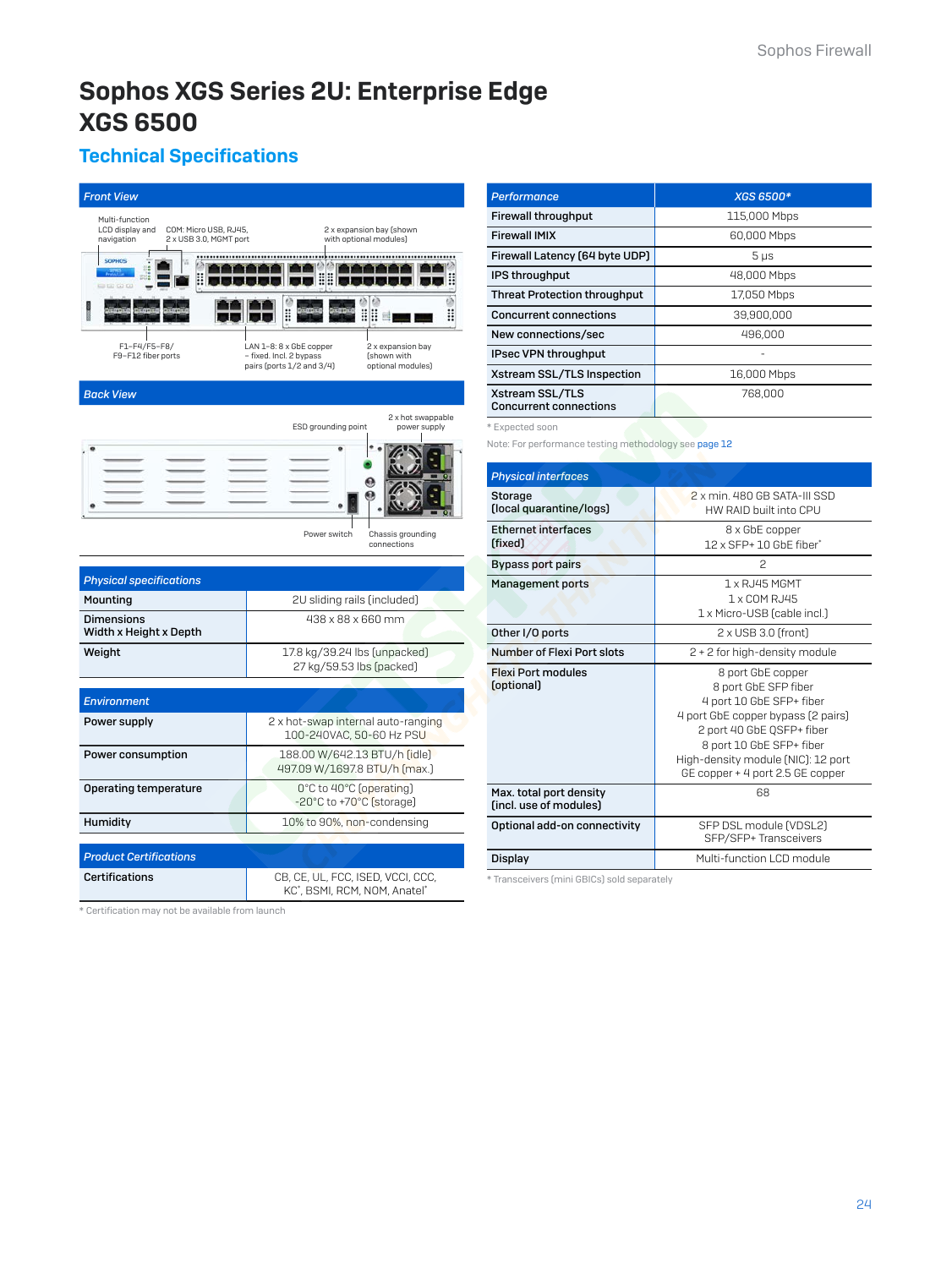# Sophos XGS Series 2U: Enterprise Edge XGS 6500

## Technical Specifications

### Front View

Multi-function LCD display and navigation

COM: Micro USB, RJ45, 2 x USB 3.0, MGMT port

2 x expansion bay (shown with optional modules)

F1–F4/F5–F8/ F9–F12 fiber ports

LAN 1–8: 8 x GbE copper – fixed. Incl. 2 bypass pairs (ports 1/2 and 3/4)

2 x expansion bay (shown with optional modules)

### Back View

ESD grounding point

2 x hot swappable power supply

Power switch

Chassis grounding connections

| Physical specifications | |
|---|---|
| Mounting | 2U sliding rails (included) |
| Dimensions Width x Height x Depth | 438 x 88 x 660 mm |
| Weight | 17.8 kg/39.24 lbs (unpacked) 27 kg/59.53 lbs (packed) |

| Environment | |
|---|---|
| Power supply | 2 x hot-swap internal auto-ranging 100-240VAC, 50-60 Hz PSU |
| Power consumption | 188.00 W/642.13 BTU/h (idle) 497.09 W/1697.8 BTU/h (max.) |
| Operating temperature | 0°C to 40°C (operating) -20°C to +70°C (storage) |
| Humidity | 10% to 90%, non-condensing |

| Product Certifications | |
|---|---|
| Certifications | CB, CE, UL, FCC, ISED, VCCI, CCC, KC*, BSMI, RCM, NOM, Anatel* |

* Certification may not be available from launch

| Performance | XGS 6500* |
|---|---|
| Firewall throughput | 115,000 Mbps |
| Firewall IMIX | 60,000 Mbps |
| Firewall Latency (64 byte UDP) | 5 µs |
| IPS throughput | 48,000 Mbps |
| Threat Protection throughput | 17,050 Mbps |
| Concurrent connections | 39,900,000 |
| New connections/sec | 496,000 |
| IPsec VPN throughput | - |
| Xstream SSL/TLS Inspection | 16,000 Mbps |
| Xstream SSL/TLS Concurrent connections | 768,000 |

* Expected soon

Note: For performance testing methodology see page 12

| Physical interfaces | |
|---|---|
| Storage (local quarantine/logs) | 2 x min. 480 GB SATA-III SSD HW RAID built into CPU |
| Ethernet interfaces (fixed) | 8 x GbE copper 12 x SFP+ 10 GbE fiber* |
| Bypass port pairs | 2 |
| Management ports | 1 x RJ45 MGMT 1 x COM RJ45 1 x Micro-USB (cable incl.) |
| Other I/O ports | 2 x USB 3.0 (front) |
| Number of Flexi Port slots | 2 + 2 for high-density module |
| Flexi Port modules (optional) | 8 port GbE copper 8 port GbE SFP fiber 4 port 10 GbE SFP+ fiber 4 port GbE copper bypass (2 pairs) 2 port 40 GbE QSFP+ fiber 8 port 10 GbE SFP+ fiber High-density module (NIC): 12 port GE copper + 4 port 2.5 GE copper |
| Max. total port density (incl. use of modules) | 68 |
| Optional add-on connectivity | SFP DSL module (VDSL2) SFP/SFP+ Transceivers |
| Display | Multi-function LCD module |

* Transceivers (mini GBICs) sold separately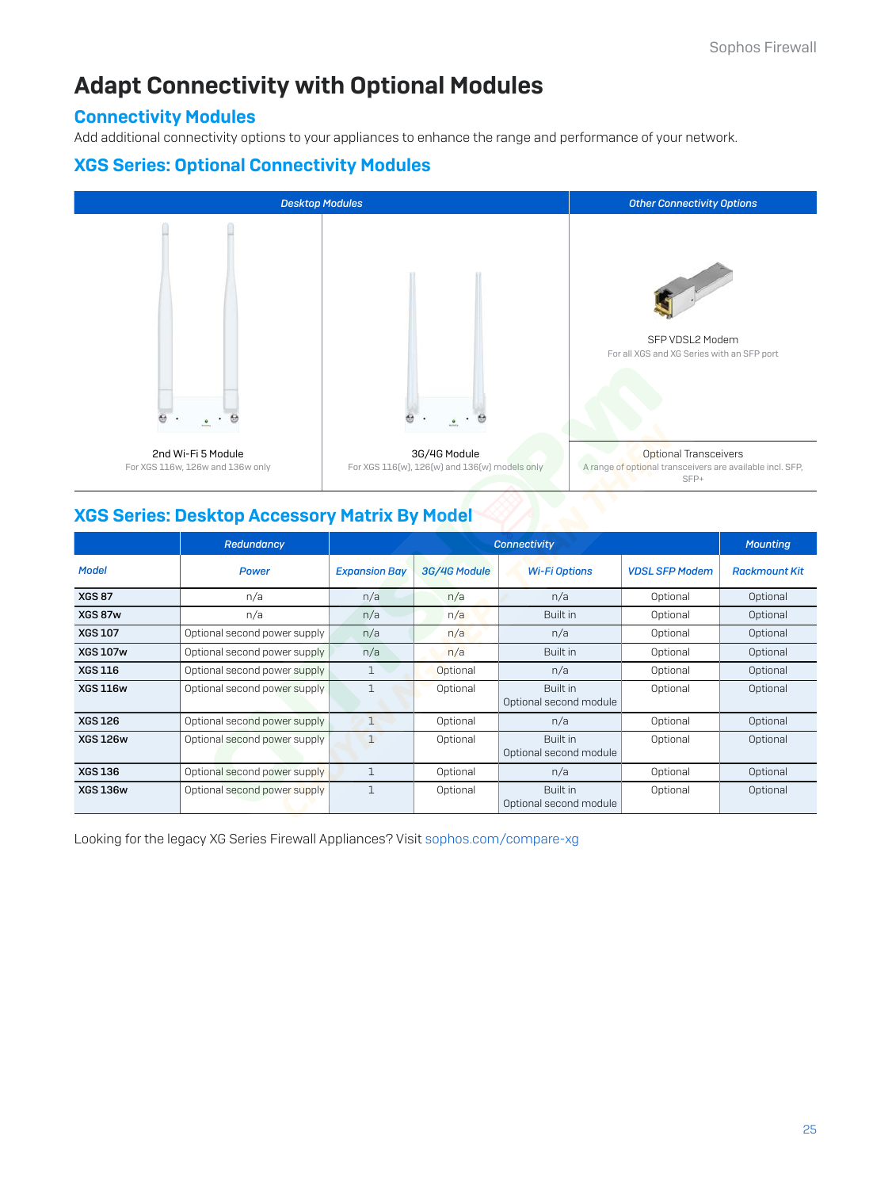# Adapt Connectivity with Optional Modules

## Connectivity Modules

Add additional connectivity options to your appliances to enhance the range and performance of your network.

## XGS Series: Optional Connectivity Modules

| Desktop Modules | | Other Connectivity Options |
|---|---|---|
| 2nd Wi-Fi 5 Module<br>For XGS 116w, 126w and 136w only | 3G/4G Module<br>For XGS 116(w), 126(w) and 136(w) models only | SFP VDSL2 Modem<br>For all XGS and XG Series with an SFP port |
| | | Optional Transceivers<br>A range of optional transceivers are available incl. SFP, SFP+ |

## XGS Series: Desktop Accessory Matrix By Model

| | Redundancy | Connectivity | | | | Mounting |
|---|---|---|---|---|---|---|
| **Model** | **Power** | **Expansion Bay** | **3G/4G Module** | **Wi-Fi Options** | **VDSL SFP Modem** | **Rackmount Kit** |
| XGS 87 | n/a | n/a | n/a | n/a | Optional | Optional |
| XGS 87w | n/a | n/a | n/a | Built in | Optional | Optional |
| XGS 107 | Optional second power supply | n/a | n/a | n/a | Optional | Optional |
| XGS 107w | Optional second power supply | n/a | n/a | Built in | Optional | Optional |
| XGS 116 | Optional second power supply | 1 | Optional | n/a | Optional | Optional |
| XGS 116w | Optional second power supply | 1 | Optional | Built in<br>Optional second module | Optional | Optional |
| XGS 126 | Optional second power supply | 1 | Optional | n/a | Optional | Optional |
| XGS 126w | Optional second power supply | 1 | Optional | Built in<br>Optional second module | Optional | Optional |
| XGS 136 | Optional second power supply | 1 | Optional | n/a | Optional | Optional |
| XGS 136w | Optional second power supply | 1 | Optional | Built in<br>Optional second module | Optional | Optional |

Looking for the legacy XG Series Firewall Appliances? Visit sophos.com/compare-xg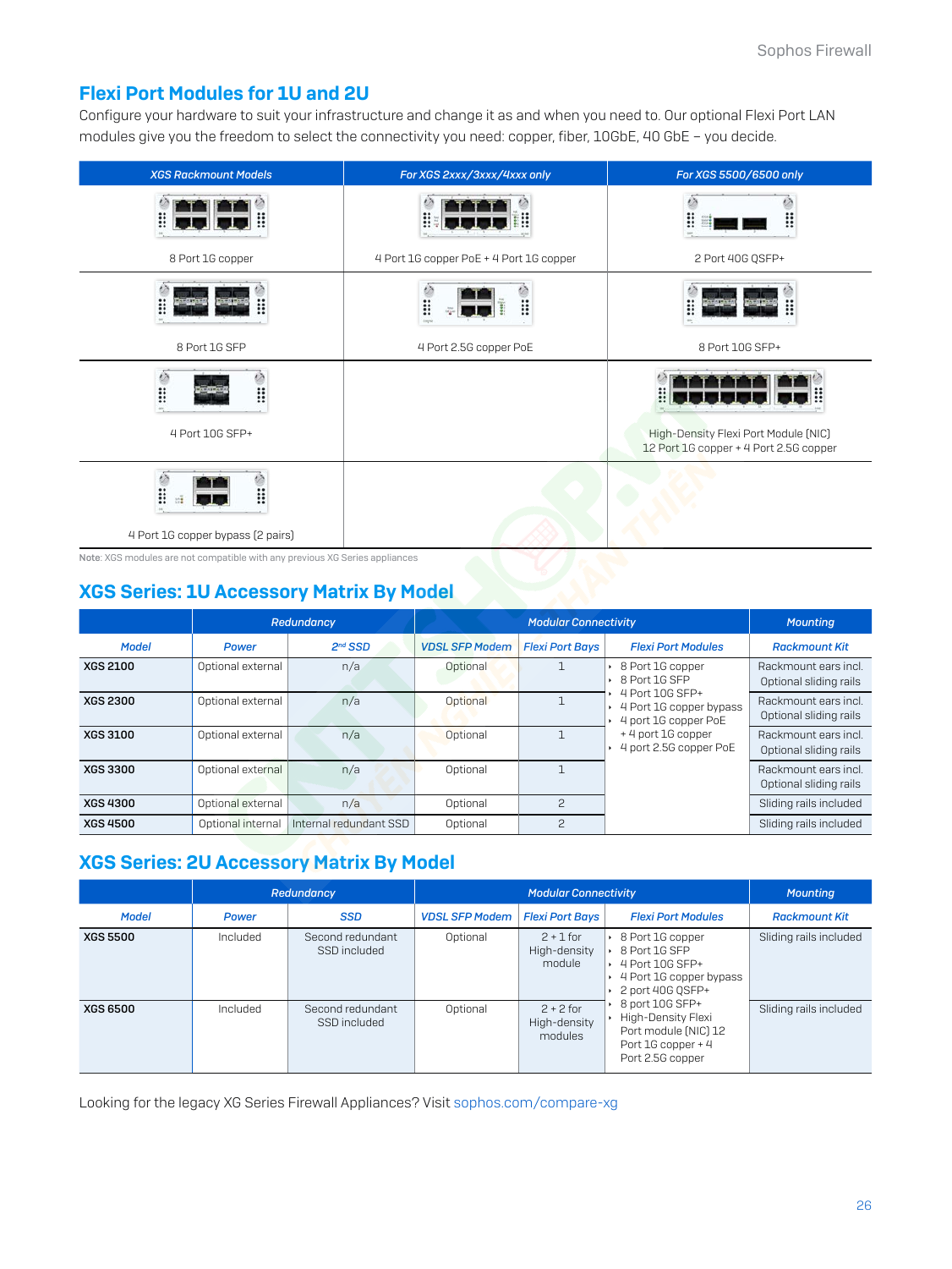## Flexi Port Modules for 1U and 2U

Configure your hardware to suit your infrastructure and change it as and when you need to. Our optional Flexi Port LAN modules give you the freedom to select the connectivity you need: copper, fiber, 10GbE, 40 GbE – you decide.

| XGS Rackmount Models | For XGS 2xxx/3xxx/4xxx only | For XGS 5500/6500 only |
|---|---|---|
| 8 Port 1G copper | 4 Port 1G copper PoE + 4 Port 1G copper | 2 Port 40G QSFP+ |
| 8 Port 1G SFP | 4 Port 2.5G copper PoE | 8 Port 10G SFP+ |
| 4 Port 10G SFP+ | | High-Density Flexi Port Module (NIC) 12 Port 1G copper + 4 Port 2.5G copper |
| 4 Port 1G copper bypass (2 pairs) | | |

**Note**: XGS modules are not compatible with any previous XG Series appliances

## XGS Series: 1U Accessory Matrix By Model

| | Redundancy | | Modular Connectivity | | | Mounting |
|---|---|---|---|---|---|---|
| **Model** | **Power** | **2nd SSD** | **VDSL SFP Modem** | **Flexi Port Bays** | **Flexi Port Modules** | **Rackmount Kit** |
| XGS 2100 | Optional external | n/a | Optional | 1 | • 8 Port 1G copper<br>• 8 Port 1G SFP<br>• 4 Port 10G SFP+<br>• 4 Port 1G copper bypass<br>• 4 port 1G copper PoE + 4 port 1G copper<br>• 4 port 2.5G copper PoE | Rackmount ears incl. Optional sliding rails |
| XGS 2300 | Optional external | n/a | Optional | 1 | | Rackmount ears incl. Optional sliding rails |
| XGS 3100 | Optional external | n/a | Optional | 1 | | Rackmount ears incl. Optional sliding rails |
| XGS 3300 | Optional external | n/a | Optional | 1 | | Rackmount ears incl. Optional sliding rails |
| XGS 4300 | Optional external | n/a | Optional | 2 | | Sliding rails included |
| XGS 4500 | Optional internal | Internal redundant SSD | Optional | 2 | | Sliding rails included |

## XGS Series: 2U Accessory Matrix By Model

| | Redundancy | | Modular Connectivity | | | Mounting |
|---|---|---|---|---|---|---|
| **Model** | **Power** | **SSD** | **VDSL SFP Modem** | **Flexi Port Bays** | **Flexi Port Modules** | **Rackmount Kit** |
| XGS 5500 | Included | Second redundant SSD included | Optional | 2 + 1 for High-density module | • 8 Port 1G copper<br>• 8 Port 1G SFP<br>• 4 Port 10G SFP+<br>• 4 Port 1G copper bypass<br>• 2 port 40G QSFP+<br>• 8 port 10G SFP+<br>• High-Density Flexi Port module (NIC) 12 Port 1G copper + 4 Port 2.5G copper | Sliding rails included |
| XGS 6500 | Included | Second redundant SSD included | Optional | 2 + 2 for High-density modules | | Sliding rails included |

Looking for the legacy XG Series Firewall Appliances? Visit sophos.com/compare-xg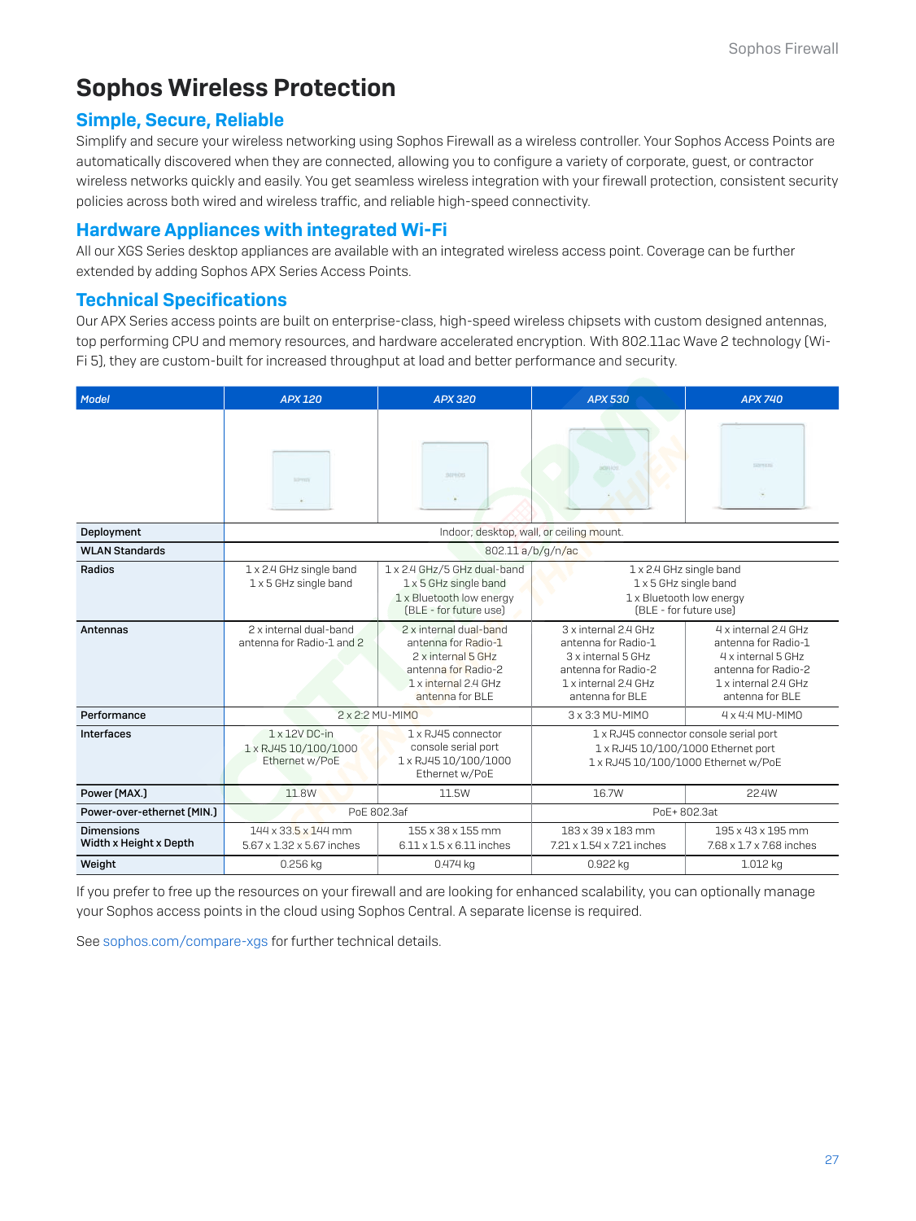# Sophos Wireless Protection

## Simple, Secure, Reliable

Simplify and secure your wireless networking using Sophos Firewall as a wireless controller. Your Sophos Access Points are automatically discovered when they are connected, allowing you to configure a variety of corporate, guest, or contractor wireless networks quickly and easily. You get seamless wireless integration with your firewall protection, consistent security policies across both wired and wireless traffic, and reliable high-speed connectivity.

## Hardware Appliances with integrated Wi-Fi

All our XGS Series desktop appliances are available with an integrated wireless access point. Coverage can be further extended by adding Sophos APX Series Access Points.

## Technical Specifications

Our APX Series access points are built on enterprise-class, high-speed wireless chipsets with custom designed antennas, top performing CPU and memory resources, and hardware accelerated encryption. With 802.11ac Wave 2 technology (Wi-Fi 5), they are custom-built for increased throughput at load and better performance and security.

| Model | APX 120 | APX 320 | APX 530 | APX 740 |
|---|---|---|---|---|
| Deployment | Indoor; desktop, wall, or ceiling mount. | | | |
| WLAN Standards | 802.11 a/b/g/n/ac | | | |
| Radios | 1 x 2.4 GHz single band<br>1 x 5 GHz single band | 1 x 2.4 GHz/5 GHz dual-band<br>1 x 5 GHz single band<br>1 x Bluetooth low energy (BLE - for future use) | 1 x 2.4 GHz single band<br>1 x 5 GHz single band<br>1 x Bluetooth low energy (BLE - for future use) | |
| Antennas | 2 x internal dual-band antenna for Radio-1 and 2 | 2 x internal dual-band antenna for Radio-1<br>2 x internal 5 GHz antenna for Radio-2<br>1 x internal 2.4 GHz antenna for BLE | 3 x internal 2.4 GHz antenna for Radio-1<br>3 x internal 5 GHz antenna for Radio-2<br>1 x internal 2.4 GHz antenna for BLE | 4 x internal 2.4 GHz antenna for Radio-1<br>4 x internal 5 GHz antenna for Radio-2<br>1 x internal 2.4 GHz antenna for BLE |
| Performance | 2 x 2:2 MU-MIMO | | 3 x 3:3 MU-MIMO | 4 x 4:4 MU-MIMO |
| Interfaces | 1 x 12V DC-in<br>1 x RJ45 10/100/1000 Ethernet w/PoE | 1 x RJ45 connector console serial port<br>1 x RJ45 10/100/1000 Ethernet w/PoE | 1 x RJ45 connector console serial port<br>1 x RJ45 10/100/1000 Ethernet port<br>1 x RJ45 10/100/1000 Ethernet w/PoE | |
| Power (MAX.) | 11.8W | 11.5W | 16.7W | 22.4W |
| Power-over-ethernet (MIN.) | PoE 802.3af | | PoE+ 802.3at | |
| Dimensions<br>Width x Height x Depth | 144 x 33.5 x 144 mm<br>5.67 x 1.32 x 5.67 inches | 155 x 38 x 155 mm<br>6.11 x 1.5 x 6.11 inches | 183 x 39 x 183 mm<br>7.21 x 1.54 x 7.21 inches | 195 x 43 x 195 mm<br>7.68 x 1.7 x 7.68 inches |
| Weight | 0.256 kg | 0.474 kg | 0.922 kg | 1.012 kg |

If you prefer to free up the resources on your firewall and are looking for enhanced scalability, you can optionally manage your Sophos access points in the cloud using Sophos Central. A separate license is required.

See sophos.com/compare-xgs for further technical details.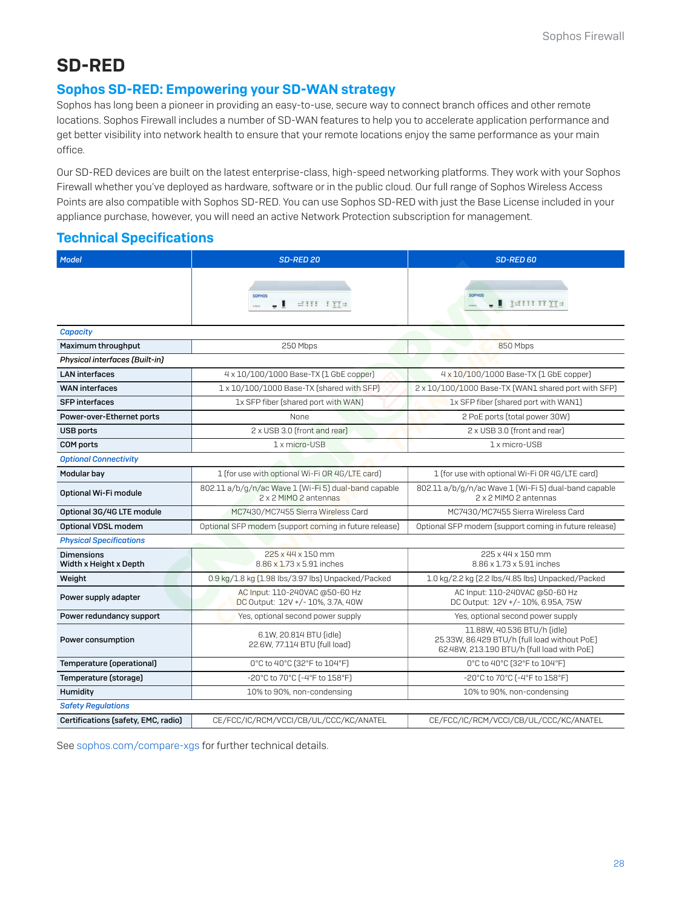# SD-RED

## Sophos SD-RED: Empowering your SD-WAN strategy

Sophos has long been a pioneer in providing an easy-to-use, secure way to connect branch offices and other remote locations. Sophos Firewall includes a number of SD-WAN features to help you to accelerate application performance and get better visibility into network health to ensure that your remote locations enjoy the same performance as your main office.

Our SD-RED devices are built on the latest enterprise-class, high-speed networking platforms. They work with your Sophos Firewall whether you've deployed as hardware, software or in the public cloud. Our full range of Sophos Wireless Access Points are also compatible with Sophos SD-RED. You can use Sophos SD-RED with just the Base License included in your appliance purchase, however, you will need an active Network Protection subscription for management.

## Technical Specifications

| *Model* | *SD-RED 20* | *SD-RED 60* |
|---|---|---|
| | | |
| ***Capacity*** | | |
| **Maximum throughput** | 250 Mbps | 850 Mbps |
| ***Physical interfaces (Built-in)*** | | |
| **LAN interfaces** | 4 x 10/100/1000 Base-TX (1 GbE copper) | 4 x 10/100/1000 Base-TX (1 GbE copper) |
| **WAN interfaces** | 1 x 10/100/1000 Base-TX (shared with SFP) | 2 x 10/100/1000 Base-TX (WAN1 shared port with SFP) |
| **SFP interfaces** | 1x SFP fiber (shared port with WAN) | 1x SFP fiber (shared port with WAN1) |
| **Power-over-Ethernet ports** | None | 2 PoE ports (total power 30W) |
| **USB ports** | 2 x USB 3.0 (front and rear) | 2 x USB 3.0 (front and rear) |
| **COM ports** | 1 x micro-USB | 1 x micro-USB |
| ***Optional Connectivity*** | | |
| **Modular bay** | 1 (for use with optional Wi-Fi OR 4G/LTE card) | 1 (for use with optional Wi-Fi OR 4G/LTE card) |
| **Optional Wi-Fi module** | 802.11 a/b/g/n/ac Wave 1 (Wi-Fi 5) dual-band capable 2 x 2 MIMO 2 antennas | 802.11 a/b/g/n/ac Wave 1 (Wi-Fi 5) dual-band capable 2 x 2 MIMO 2 antennas |
| **Optional 3G/4G LTE module** | MC7430/MC7455 Sierra Wireless Card | MC7430/MC7455 Sierra Wireless Card |
| **Optional VDSL modem** | Optional SFP modem (support coming in future release) | Optional SFP modem (support coming in future release) |
| ***Physical Specifications*** | | |
| **Dimensions Width x Height x Depth** | 225 x 44 x 150 mm 8.86 x 1.73 x 5.91 inches | 225 x 44 x 150 mm 8.86 x 1.73 x 5.91 inches |
| **Weight** | 0.9 kg/1.8 kg (1.98 lbs/3.97 lbs) Unpacked/Packed | 1.0 kg/2.2 kg (2.2 lbs/4.85 lbs) Unpacked/Packed |
| **Power supply adapter** | AC Input: 110-240VAC @50-60 Hz DC Output: 12V +/- 10%, 3.7A, 40W | AC Input: 110-240VAC @50-60 Hz DC Output: 12V +/- 10%, 6.95A, 75W |
| **Power redundancy support** | Yes, optional second power supply | Yes, optional second power supply |
| **Power consumption** | 6.1W, 20.814 BTU (idle) 22.6W, 77.114 BTU (full load) | 11.88W, 40.536 BTU/h (idle) 25.33W, 86.429 BTU/h (full load without PoE) 62.48W, 213.190 BTU/h (full load with PoE) |
| **Temperature (operational)** | 0°C to 40°C (32°F to 104°F) | 0°C to 40°C (32°F to 104°F) |
| **Temperature (storage)** | -20°C to 70°C (-4°F to 158°F) | -20°C to 70°C (-4°F to 158°F) |
| **Humidity** | 10% to 90%, non-condensing | 10% to 90%, non-condensing |
| ***Safety Regulations*** | | |
| **Certifications (safety, EMC, radio)** | CE/FCC/IC/RCM/VCCI/CB/UL/CCC/KC/ANATEL | CE/FCC/IC/RCM/VCCI/CB/UL/CCC/KC/ANATEL |

See sophos.com/compare-xgs for further technical details.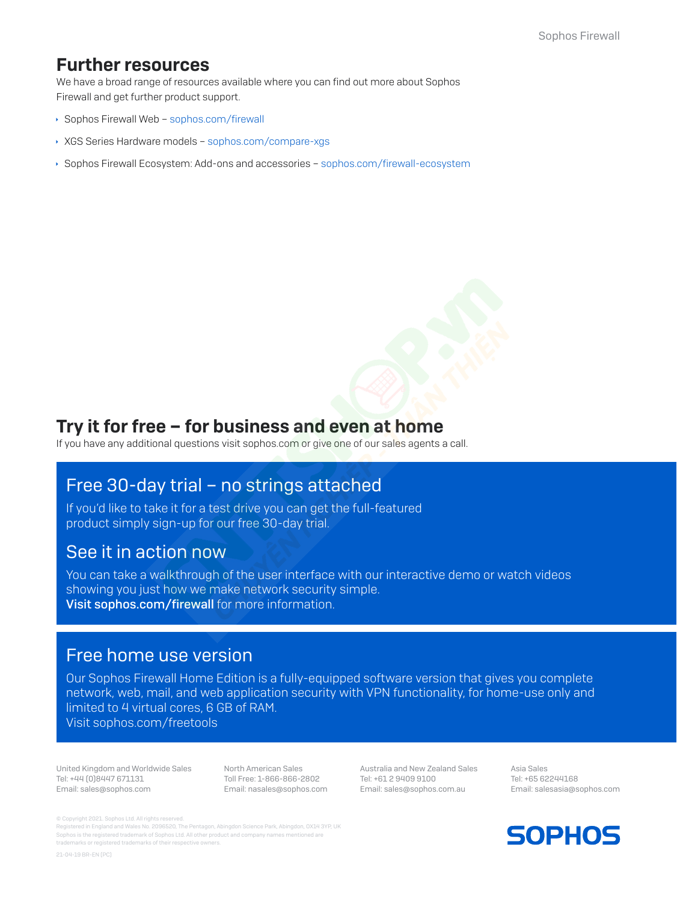## Further resources

We have a broad range of resources available where you can find out more about Sophos Firewall and get further product support.

- Sophos Firewall Web – sophos.com/firewall
- XGS Series Hardware models – sophos.com/compare-xgs
- Sophos Firewall Ecosystem: Add-ons and accessories – sophos.com/firewall-ecosystem

## Try it for free – for business and even at home

If you have any additional questions visit sophos.com or give one of our sales agents a call.

### Free 30-day trial – no strings attached

If you'd like to take it for a test drive you can get the full-featured product simply sign-up for our free 30-day trial.

### See it in action now

You can take a walkthrough of the user interface with our interactive demo or watch videos showing you just how we make network security simple.
**Visit sophos.com/firewall** for more information.

### Free home use version

Our Sophos Firewall Home Edition is a fully-equipped software version that gives you complete network, web, mail, and web application security with VPN functionality, for home-use only and limited to 4 virtual cores, 6 GB of RAM.
Visit sophos.com/freetools

United Kingdom and Worldwide Sales
Tel: +44 (0)8447 671131
Email: sales@sophos.com

North American Sales
Toll Free: 1-866-866-2802
Email: nasales@sophos.com

Australia and New Zealand Sales
Tel: +61 2 9409 9100
Email: sales@sophos.com.au

Asia Sales
Tel: +65 62244168
Email: salesasia@sophos.com

© Copyright 2021. Sophos Ltd. All rights reserved.
Registered in England and Wales No. 2096520, The Pentagon, Abingdon Science Park, Abingdon, OX14 3YP, UK
Sophos is the registered trademark of Sophos Ltd. All other product and company names mentioned are trademarks or registered trademarks of their respective owners.

21-04-19 BR-EN (PC)

SOPHOS